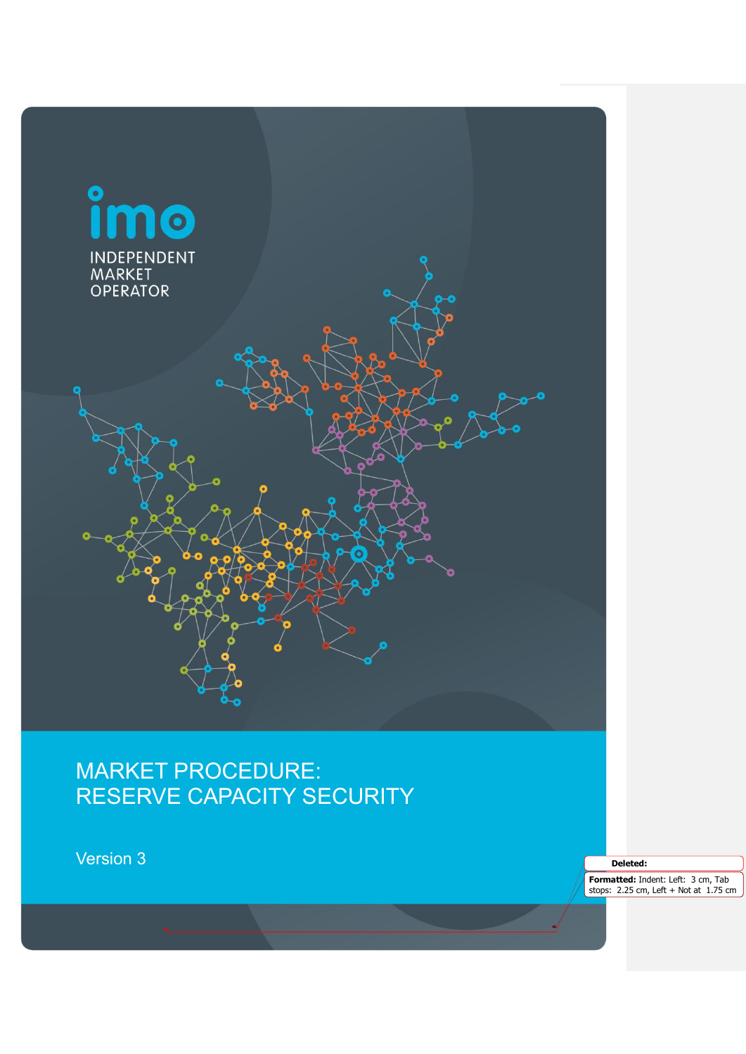INDEPENDENT MARKET OPERATOR

# MARKET PROCEDURE: RESERVE CAPACITY SECURITY

Version 3

**Deleted:**

**Formatted:** Indent: Left: 3 cm, Tab stops: 2.25 cm, Left + Not at 1.75 cm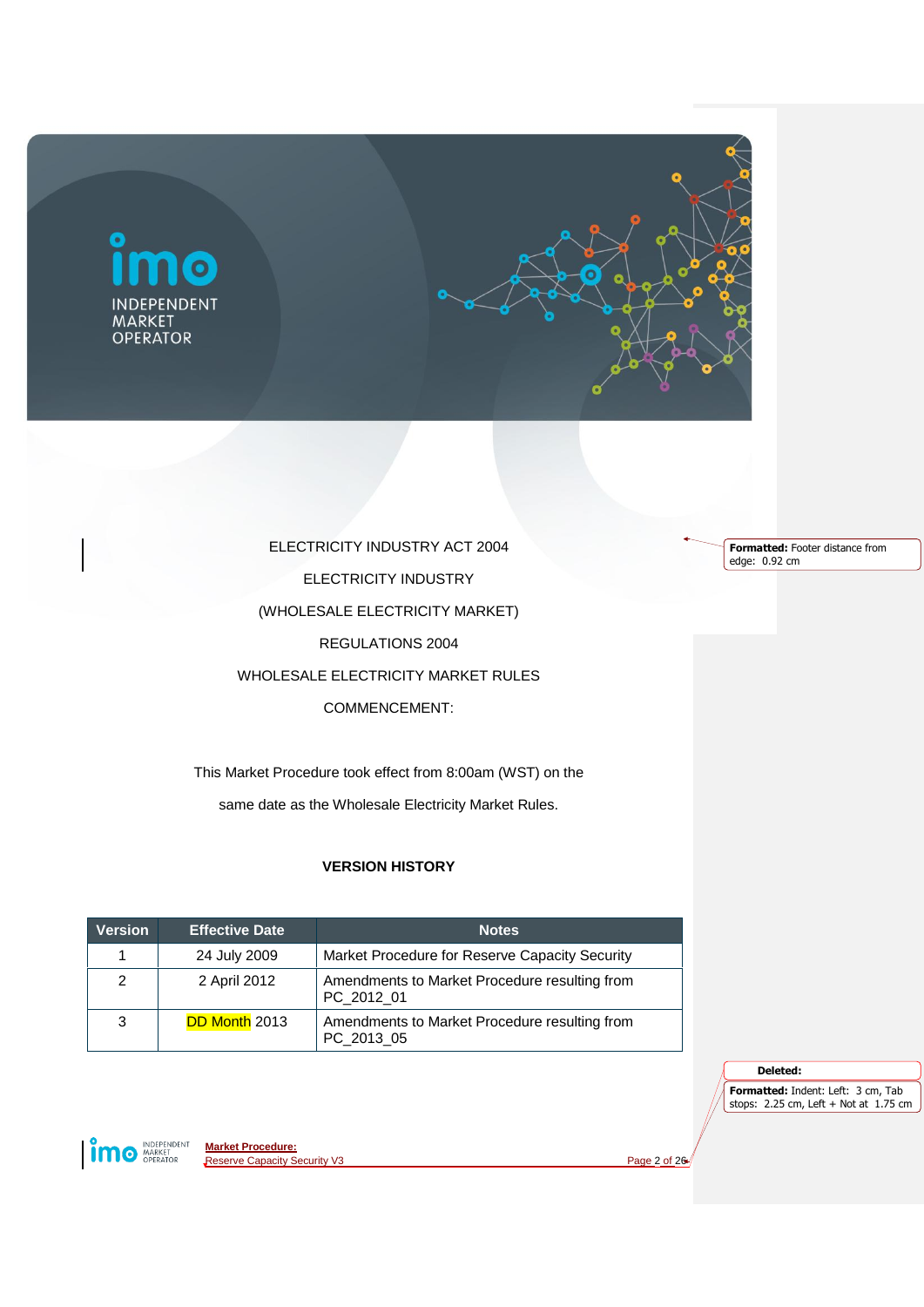ELECTRICITY INDUSTRY ACT 2004

ELECTRICITY INDUSTRY

(WHOLESALE ELECTRICITY MARKET)

REGULATIONS 2004

WHOLESALE ELECTRICITY MARKET RULES

COMMENCEMENT:

This Market Procedure took effect from 8:00am (WST) on the same date as the Wholesale Electricity Market Rules.

**VERSION HISTORY**

| Version | Effective Date | Notes |
|---|---|---|
| 1 | 24 July 2009 | Market Procedure for Reserve Capacity Security |
| 2 | 2 April 2012 | Amendments to Market Procedure resulting from PC_2012_01 |
| 3 | DD Month 2013 | Amendments to Market Procedure resulting from PC_2013_05 |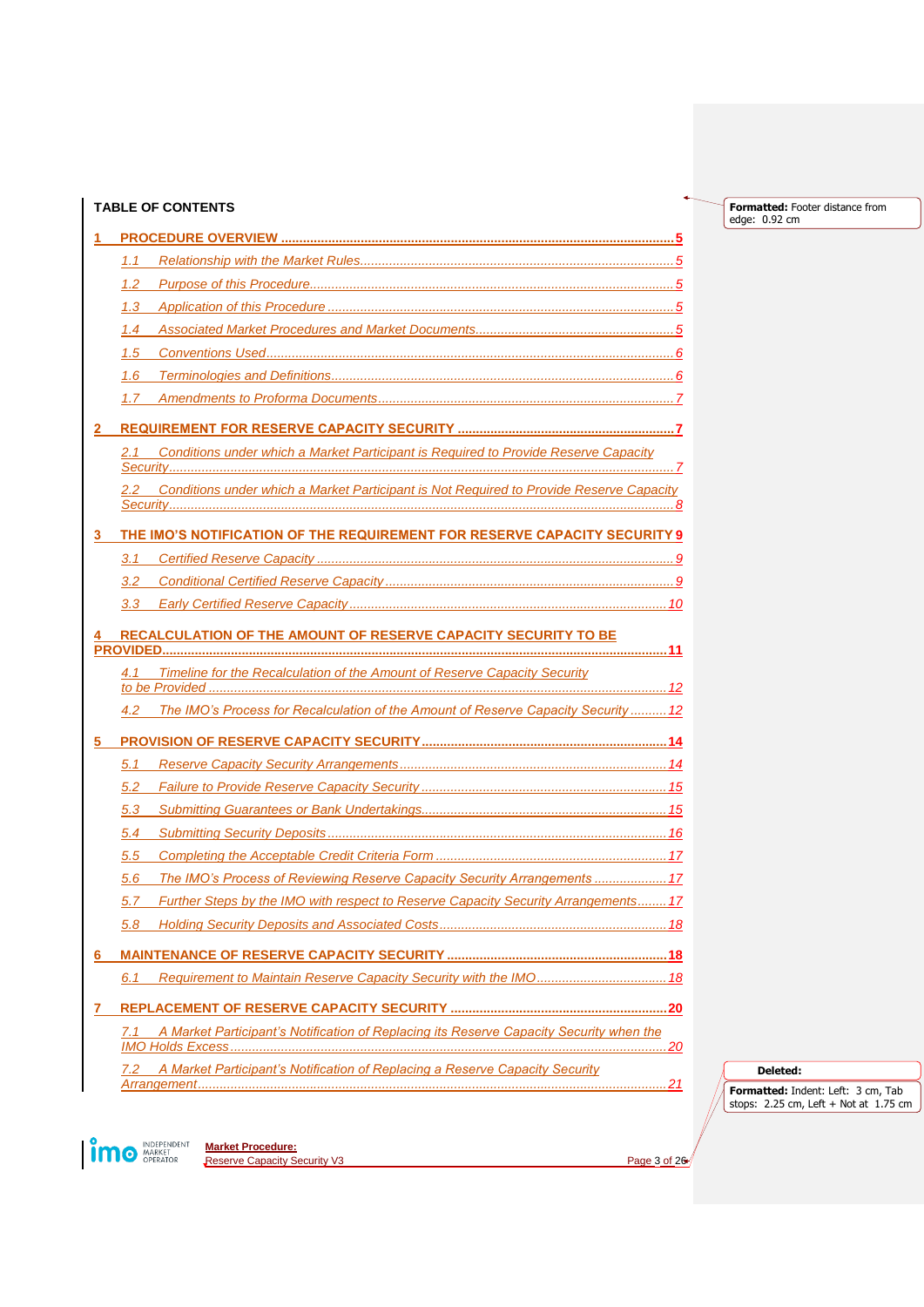**TABLE OF CONTENTS**

1 PROCEDURE OVERVIEW .......... 5

- 1.1 Relationship with the Market Rules .......... 5
- 1.2 Purpose of this Procedure .......... 5
- 1.3 Application of this Procedure .......... 5
- 1.4 Associated Market Procedures and Market Documents .......... 5
- 1.5 Conventions Used .......... 6
- 1.6 Terminologies and Definitions .......... 6
- 1.7 Amendments to Proforma Documents .......... 7

2 REQUIREMENT FOR RESERVE CAPACITY SECURITY .......... 7

- 2.1 Conditions under which a Market Participant is Required to Provide Reserve Capacity Security .......... 7
- 2.2 Conditions under which a Market Participant is Not Required to Provide Reserve Capacity Security .......... 8

3 THE IMO'S NOTIFICATION OF THE REQUIREMENT FOR RESERVE CAPACITY SECURITY .......... 9

- 3.1 Certified Reserve Capacity .......... 9
- 3.2 Conditional Certified Reserve Capacity .......... 9
- 3.3 Early Certified Reserve Capacity .......... 10

4 RECALCULATION OF THE AMOUNT OF RESERVE CAPACITY SECURITY TO BE PROVIDED .......... 11

- 4.1 Timeline for the Recalculation of the Amount of Reserve Capacity Security to be Provided .......... 12
- 4.2 The IMO's Process for Recalculation of the Amount of Reserve Capacity Security .......... 12

5 PROVISION OF RESERVE CAPACITY SECURITY .......... 14

- 5.1 Reserve Capacity Security Arrangements .......... 14
- 5.2 Failure to Provide Reserve Capacity Security .......... 15
- 5.3 Submitting Guarantees or Bank Undertakings .......... 15
- 5.4 Submitting Security Deposits .......... 16
- 5.5 Completing the Acceptable Credit Criteria Form .......... 17
- 5.6 The IMO's Process of Reviewing Reserve Capacity Security Arrangements .......... 17
- 5.7 Further Steps by the IMO with respect to Reserve Capacity Security Arrangements .......... 17
- 5.8 Holding Security Deposits and Associated Costs .......... 18

6 MAINTENANCE OF RESERVE CAPACITY SECURITY .......... 18

- 6.1 Requirement to Maintain Reserve Capacity Security with the IMO .......... 18

7 REPLACEMENT OF RESERVE CAPACITY SECURITY .......... 20

- 7.1 A Market Participant's Notification of Replacing its Reserve Capacity Security when the IMO Holds Excess .......... 20
- 7.2 A Market Participant's Notification of Replacing a Reserve Capacity Security Arrangement .......... 21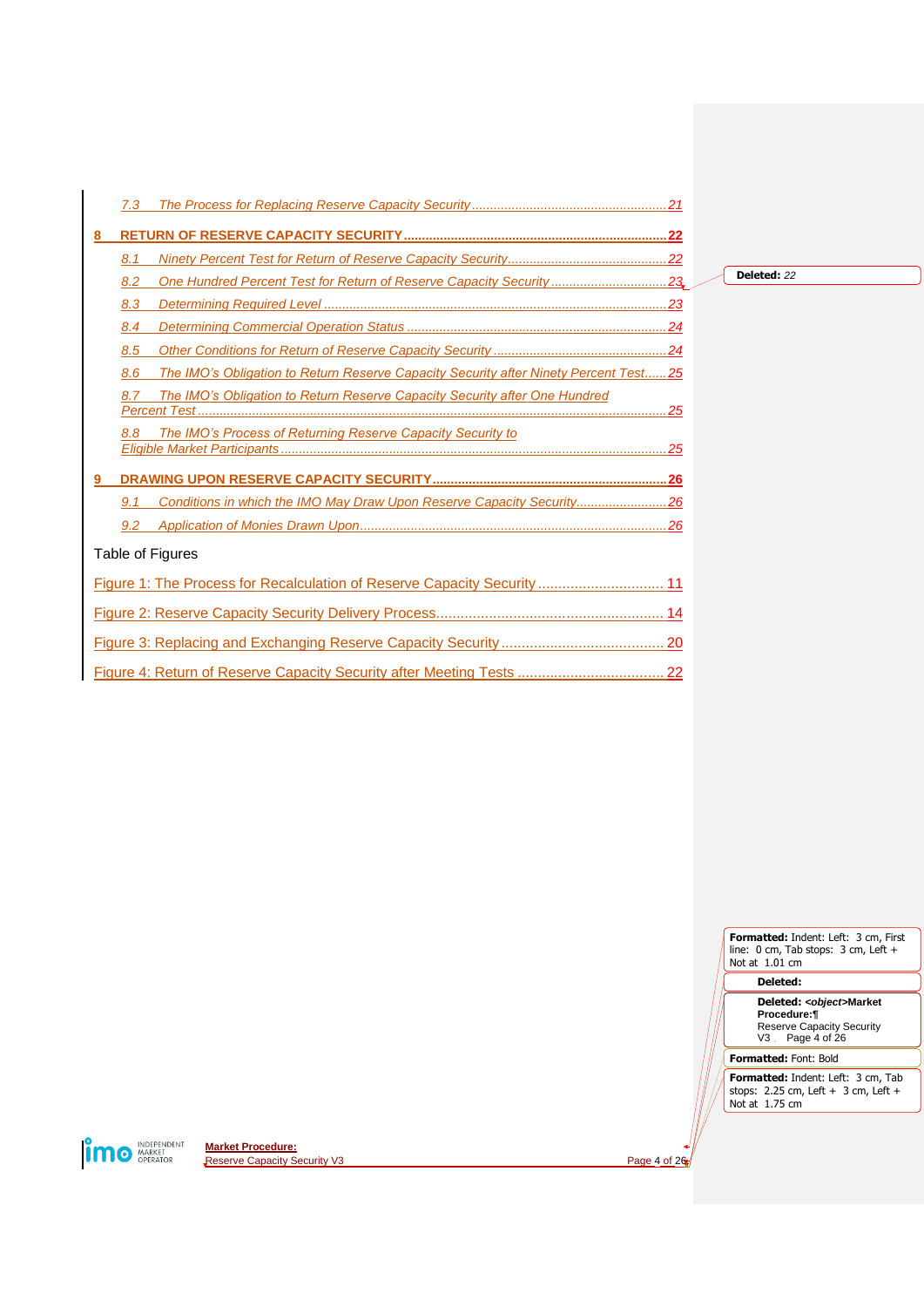7.3 The Process for Replacing Reserve Capacity Security ........................................................ 21

**8 RETURN OF RESERVE CAPACITY SECURITY ........................................................................ 22**

8.1 Ninety Percent Test for Return of Reserve Capacity Security .............................................. 22

8.2 One Hundred Percent Test for Return of Reserve Capacity Security ................................. 23

8.3 Determining Required Level ................................................................................................ 23

8.4 Determining Commercial Operation Status ......................................................................... 24

8.5 Other Conditions for Return of Reserve Capacity Security .................................................. 24

8.6 The IMO's Obligation to Return Reserve Capacity Security after Ninety Percent Test...... 25

8.7 The IMO's Obligation to Return Reserve Capacity Security after One Hundred Percent Test ......................................................................................................................................... 25

8.8 The IMO's Process of Returning Reserve Capacity Security to Eligible Market Participants ............................................................................................................ 25

**9 DRAWING UPON RESERVE CAPACITY SECURITY ................................................................ 26**

9.1 Conditions in which the IMO May Draw Upon Reserve Capacity Security......................... 26

9.2 Application of Monies Drawn Upon ..................................................................................... 26

Table of Figures

Figure 1: The Process for Recalculation of Reserve Capacity Security ............................... 11

Figure 2: Reserve Capacity Security Delivery Process........................................................ 14

Figure 3: Replacing and Exchanging Reserve Capacity Security ......................................... 20

Figure 4: Return of Reserve Capacity Security after Meeting Tests .................................... 22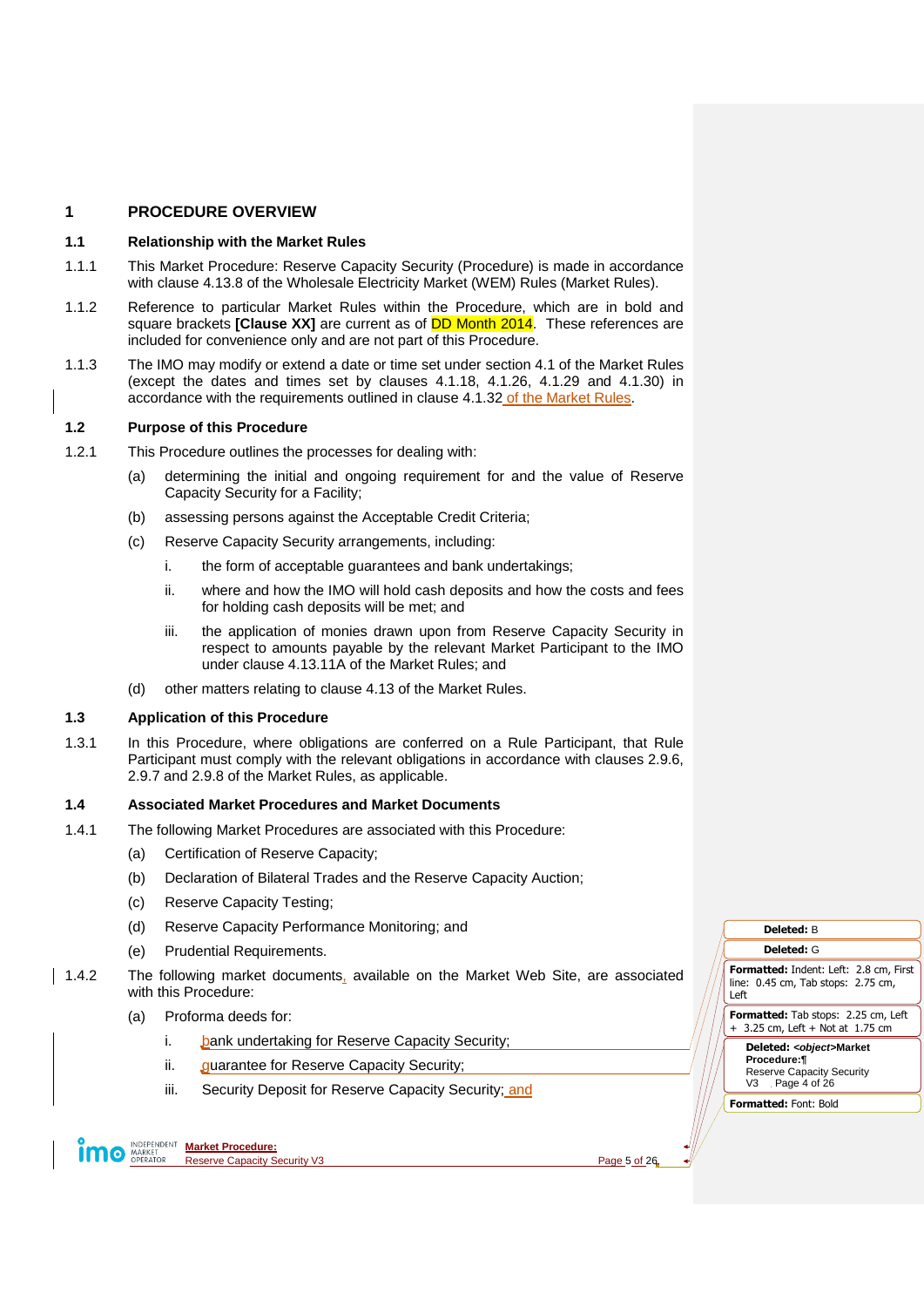# 1 PROCEDURE OVERVIEW

## 1.1 Relationship with the Market Rules

1.1.1 This Market Procedure: Reserve Capacity Security (Procedure) is made in accordance with clause 4.13.8 of the Wholesale Electricity Market (WEM) Rules (Market Rules).

1.1.2 Reference to particular Market Rules within the Procedure, which are in bold and square brackets **[Clause XX]** are current as of DD Month 2014. These references are included for convenience only and are not part of this Procedure.

1.1.3 The IMO may modify or extend a date or time set under section 4.1 of the Market Rules (except the dates and times set by clauses 4.1.18, 4.1.26, 4.1.29 and 4.1.30) in accordance with the requirements outlined in clause 4.1.32 of the Market Rules.

## 1.2 Purpose of this Procedure

1.2.1 This Procedure outlines the processes for dealing with:

(a) determining the initial and ongoing requirement for and the value of Reserve Capacity Security for a Facility;

(b) assessing persons against the Acceptable Credit Criteria;

(c) Reserve Capacity Security arrangements, including:

i. the form of acceptable guarantees and bank undertakings;

ii. where and how the IMO will hold cash deposits and how the costs and fees for holding cash deposits will be met; and

iii. the application of monies drawn upon from Reserve Capacity Security in respect to amounts payable by the relevant Market Participant to the IMO under clause 4.13.11A of the Market Rules; and

(d) other matters relating to clause 4.13 of the Market Rules.

## 1.3 Application of this Procedure

1.3.1 In this Procedure, where obligations are conferred on a Rule Participant, that Rule Participant must comply with the relevant obligations in accordance with clauses 2.9.6, 2.9.7 and 2.9.8 of the Market Rules, as applicable.

## 1.4 Associated Market Procedures and Market Documents

1.4.1 The following Market Procedures are associated with this Procedure:

(a) Certification of Reserve Capacity;

(b) Declaration of Bilateral Trades and the Reserve Capacity Auction;

(c) Reserve Capacity Testing;

(d) Reserve Capacity Performance Monitoring; and

(e) Prudential Requirements.

1.4.2 The following market documents, available on the Market Web Site, are associated with this Procedure:

(a) Proforma deeds for:

i. bank undertaking for Reserve Capacity Security;

ii. guarantee for Reserve Capacity Security;

iii. Security Deposit for Reserve Capacity Security; and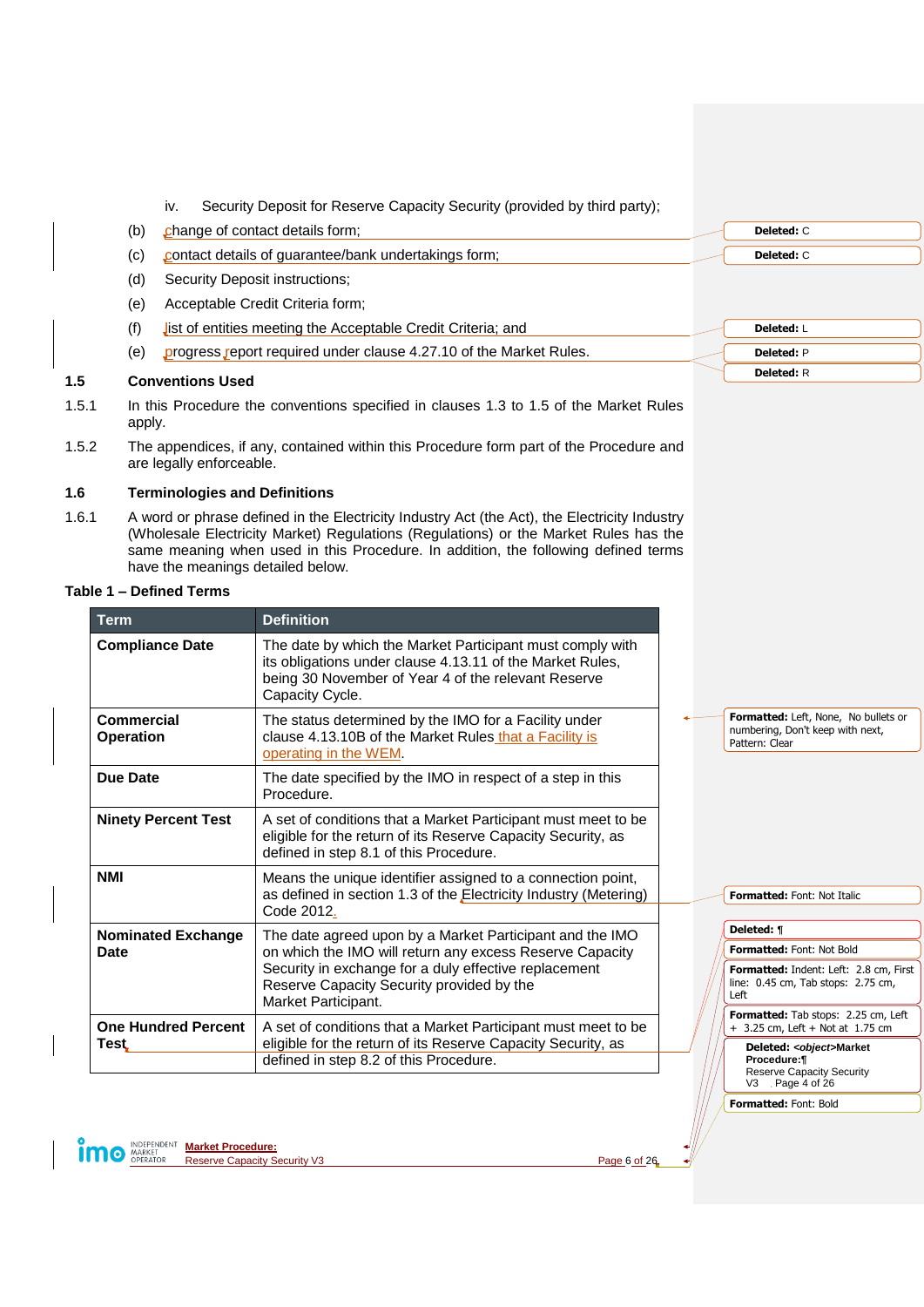iv. Security Deposit for Reserve Capacity Security (provided by third party);

(b) change of contact details form;

(c) contact details of guarantee/bank undertakings form;

(d) Security Deposit instructions;

(e) Acceptable Credit Criteria form;

(f) list of entities meeting the Acceptable Credit Criteria; and

(e) progress report required under clause 4.27.10 of the Market Rules.

## 1.5 Conventions Used

1.5.1 In this Procedure the conventions specified in clauses 1.3 to 1.5 of the Market Rules apply.

1.5.2 The appendices, if any, contained within this Procedure form part of the Procedure and are legally enforceable.

## 1.6 Terminologies and Definitions

1.6.1 A word or phrase defined in the Electricity Industry Act (the Act), the Electricity Industry (Wholesale Electricity Market) Regulations (Regulations) or the Market Rules has the same meaning when used in this Procedure. In addition, the following defined terms have the meanings detailed below.

**Table 1 – Defined Terms**

| Term | Definition |
|---|---|
| **Compliance Date** | The date by which the Market Participant must comply with its obligations under clause 4.13.11 of the Market Rules, being 30 November of Year 4 of the relevant Reserve Capacity Cycle. |
| **Commercial Operation** | The status determined by the IMO for a Facility under clause 4.13.10B of the Market Rules that a Facility is operating in the WEM. |
| **Due Date** | The date specified by the IMO in respect of a step in this Procedure. |
| **Ninety Percent Test** | A set of conditions that a Market Participant must meet to be eligible for the return of its Reserve Capacity Security, as defined in step 8.1 of this Procedure. |
| **NMI** | Means the unique identifier assigned to a connection point, as defined in section 1.3 of the Electricity Industry (Metering) Code 2012. |
| **Nominated Exchange Date** | The date agreed upon by a Market Participant and the IMO on which the IMO will return any excess Reserve Capacity Security in exchange for a duly effective replacement Reserve Capacity Security provided by the Market Participant. |
| **One Hundred Percent Test** | A set of conditions that a Market Participant must meet to be eligible for the return of its Reserve Capacity Security, as defined in step 8.2 of this Procedure. |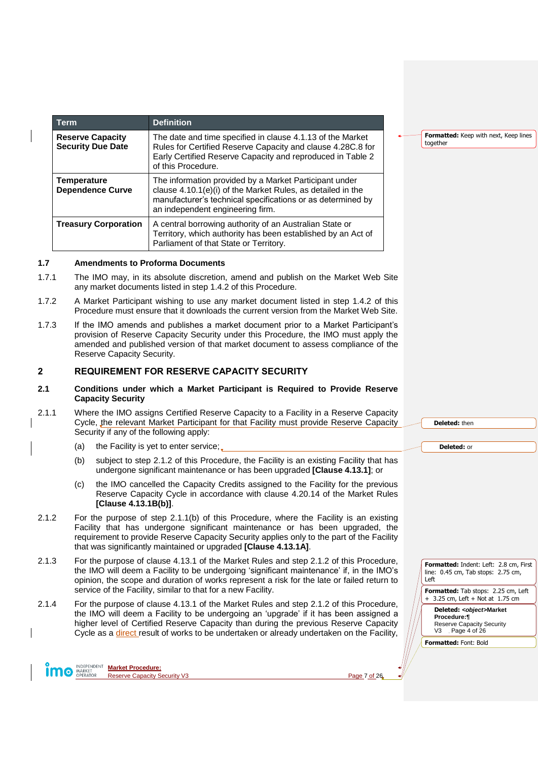| Term | Definition |
|---|---|
| **Reserve Capacity Security Due Date** | The date and time specified in clause 4.1.13 of the Market Rules for Certified Reserve Capacity and clause 4.28C.8 for Early Certified Reserve Capacity and reproduced in Table 2 of this Procedure. |
| **Temperature Dependence Curve** | The information provided by a Market Participant under clause 4.10.1(e)(i) of the Market Rules, as detailed in the manufacturer's technical specifications or as determined by an independent engineering firm. |
| **Treasury Corporation** | A central borrowing authority of an Australian State or Territory, which authority has been established by an Act of Parliament of that State or Territory. |

### 1.7 Amendments to Proforma Documents

1.7.1 The IMO may, in its absolute discretion, amend and publish on the Market Web Site any market documents listed in step 1.4.2 of this Procedure.

1.7.2 A Market Participant wishing to use any market document listed in step 1.4.2 of this Procedure must ensure that it downloads the current version from the Market Web Site.

1.7.3 If the IMO amends and publishes a market document prior to a Market Participant's provision of Reserve Capacity Security under this Procedure, the IMO must apply the amended and published version of that market document to assess compliance of the Reserve Capacity Security.

## 2 REQUIREMENT FOR RESERVE CAPACITY SECURITY

### 2.1 Conditions under which a Market Participant is Required to Provide Reserve Capacity Security

2.1.1 Where the IMO assigns Certified Reserve Capacity to a Facility in a Reserve Capacity Cycle, the relevant Market Participant for that Facility must provide Reserve Capacity Security if any of the following apply:

(a) the Facility is yet to enter service;

(b) subject to step 2.1.2 of this Procedure, the Facility is an existing Facility that has undergone significant maintenance or has been upgraded **[Clause 4.13.1]**; or

(c) the IMO cancelled the Capacity Credits assigned to the Facility for the previous Reserve Capacity Cycle in accordance with clause 4.20.14 of the Market Rules **[Clause 4.13.1B(b)]**.

2.1.2 For the purpose of step 2.1.1(b) of this Procedure, where the Facility is an existing Facility that has undergone significant maintenance or has been upgraded, the requirement to provide Reserve Capacity Security applies only to the part of the Facility that was significantly maintained or upgraded **[Clause 4.13.1A]**.

2.1.3 For the purpose of clause 4.13.1 of the Market Rules and step 2.1.2 of this Procedure, the IMO will deem a Facility to be undergoing 'significant maintenance' if, in the IMO's opinion, the scope and duration of works represent a risk for the late or failed return to service of the Facility, similar to that for a new Facility.

2.1.4 For the purpose of clause 4.13.1 of the Market Rules and step 2.1.2 of this Procedure, the IMO will deem a Facility to be undergoing an 'upgrade' if it has been assigned a higher level of Certified Reserve Capacity than during the previous Reserve Capacity Cycle as a direct result of works to be undertaken or already undertaken on the Facility,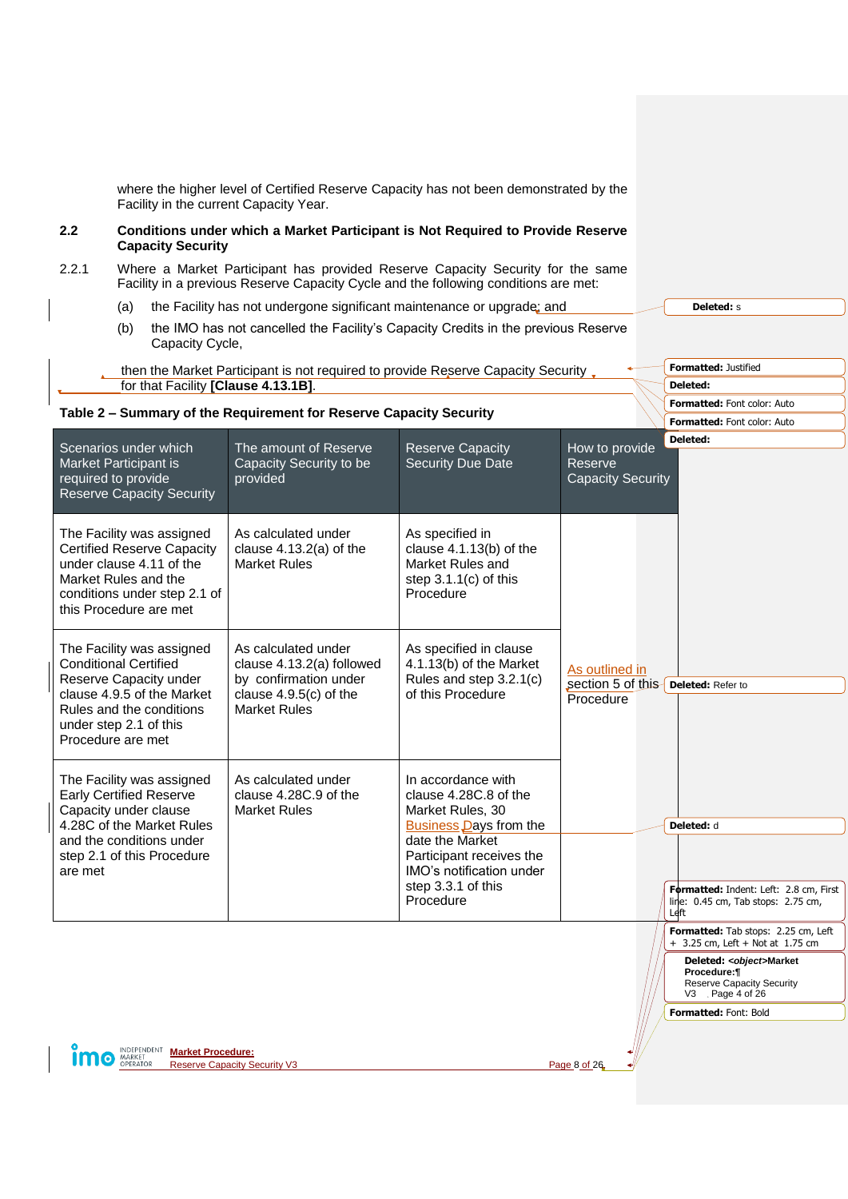where the higher level of Certified Reserve Capacity has not been demonstrated by the Facility in the current Capacity Year.

**2.2 Conditions under which a Market Participant is Not Required to Provide Reserve Capacity Security**

2.2.1 Where a Market Participant has provided Reserve Capacity Security for the same Facility in a previous Reserve Capacity Cycle and the following conditions are met:

(a) the Facility has not undergone significant maintenance or upgrade; and

(b) the IMO has not cancelled the Facility's Capacity Credits in the previous Reserve Capacity Cycle,

then the Market Participant is not required to provide Reserve Capacity Security for that Facility **[Clause 4.13.1B]**.

**Table 2 – Summary of the Requirement for Reserve Capacity Security**

| Scenarios under which Market Participant is required to provide Reserve Capacity Security | The amount of Reserve Capacity Security to be provided | Reserve Capacity Security Due Date | How to provide Reserve Capacity Security |
|---|---|---|---|
| The Facility was assigned Certified Reserve Capacity under clause 4.11 of the Market Rules and the conditions under step 2.1 of this Procedure are met | As calculated under clause 4.13.2(a) of the Market Rules | As specified in clause 4.1.13(b) of the Market Rules and step 3.1.1(c) of this Procedure | As outlined in section 5 of this Procedure |
| The Facility was assigned Conditional Certified Reserve Capacity under clause 4.9.5 of the Market Rules and the conditions under step 2.1 of this Procedure are met | As calculated under clause 4.13.2(a) followed by confirmation under clause 4.9.5(c) of the Market Rules | As specified in clause 4.1.13(b) of the Market Rules and step 3.2.1(c) of this Procedure | |
| The Facility was assigned Early Certified Reserve Capacity under clause 4.28C of the Market Rules and the conditions under step 2.1 of this Procedure are met | As calculated under clause 4.28C.9 of the Market Rules | In accordance with clause 4.28C.8 of the Market Rules, 30 Business Days from the date the Market Participant receives the IMO's notification under step 3.3.1 of this Procedure | |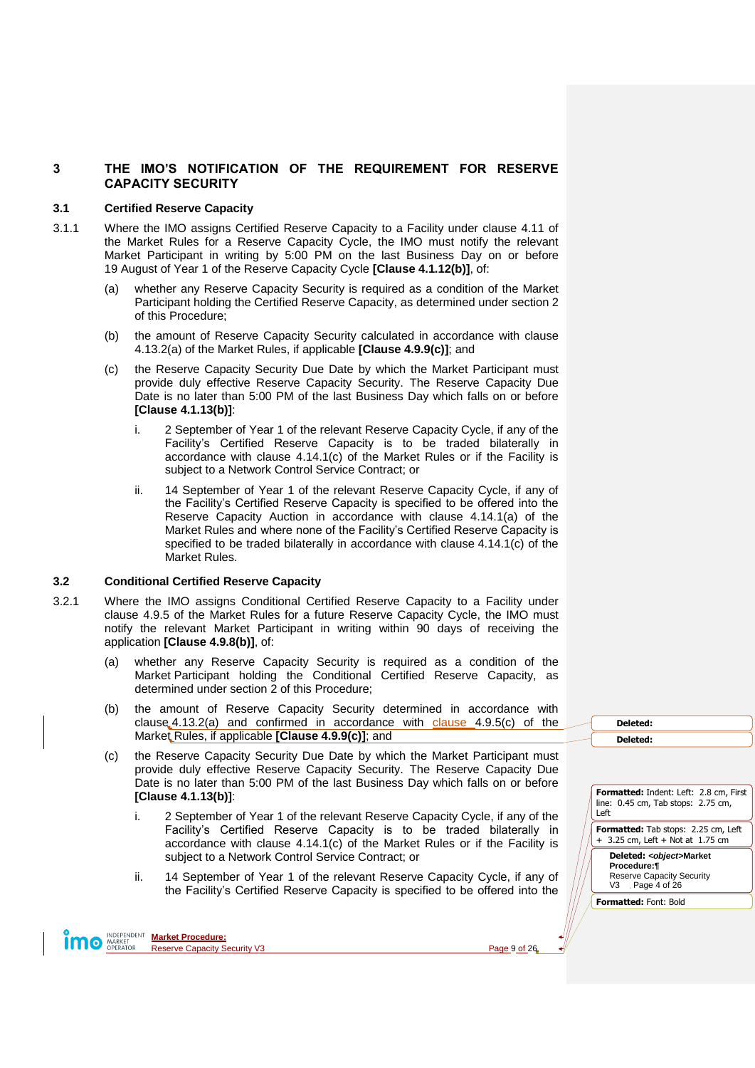# 3 THE IMO'S NOTIFICATION OF THE REQUIREMENT FOR RESERVE CAPACITY SECURITY

## 3.1 Certified Reserve Capacity

3.1.1 Where the IMO assigns Certified Reserve Capacity to a Facility under clause 4.11 of the Market Rules for a Reserve Capacity Cycle, the IMO must notify the relevant Market Participant in writing by 5:00 PM on the last Business Day on or before 19 August of Year 1 of the Reserve Capacity Cycle **[Clause 4.1.12(b)]**, of:

(a) whether any Reserve Capacity Security is required as a condition of the Market Participant holding the Certified Reserve Capacity, as determined under section 2 of this Procedure;

(b) the amount of Reserve Capacity Security calculated in accordance with clause 4.13.2(a) of the Market Rules, if applicable **[Clause 4.9.9(c)]**; and

(c) the Reserve Capacity Security Due Date by which the Market Participant must provide duly effective Reserve Capacity Security. The Reserve Capacity Due Date is no later than 5:00 PM of the last Business Day which falls on or before **[Clause 4.1.13(b)]**:

   i. 2 September of Year 1 of the relevant Reserve Capacity Cycle, if any of the Facility's Certified Reserve Capacity is to be traded bilaterally in accordance with clause 4.14.1(c) of the Market Rules or if the Facility is subject to a Network Control Service Contract; or

   ii. 14 September of Year 1 of the relevant Reserve Capacity Cycle, if any of the Facility's Certified Reserve Capacity is specified to be offered into the Reserve Capacity Auction in accordance with clause 4.14.1(a) of the Market Rules and where none of the Facility's Certified Reserve Capacity is specified to be traded bilaterally in accordance with clause 4.14.1(c) of the Market Rules.

## 3.2 Conditional Certified Reserve Capacity

3.2.1 Where the IMO assigns Conditional Certified Reserve Capacity to a Facility under clause 4.9.5 of the Market Rules for a future Reserve Capacity Cycle, the IMO must notify the relevant Market Participant in writing within 90 days of receiving the application **[Clause 4.9.8(b)]**, of:

(a) whether any Reserve Capacity Security is required as a condition of the Market Participant holding the Conditional Certified Reserve Capacity, as determined under section 2 of this Procedure;

(b) the amount of Reserve Capacity Security determined in accordance with clause 4.13.2(a) and confirmed in accordance with clause 4.9.5(c) of the Market Rules, if applicable **[Clause 4.9.9(c)]**; and

(c) the Reserve Capacity Security Due Date by which the Market Participant must provide duly effective Reserve Capacity Security. The Reserve Capacity Due Date is no later than 5:00 PM of the last Business Day which falls on or before **[Clause 4.1.13(b)]**:

   i. 2 September of Year 1 of the relevant Reserve Capacity Cycle, if any of the Facility's Certified Reserve Capacity is to be traded bilaterally in accordance with clause 4.14.1(c) of the Market Rules or if the Facility is subject to a Network Control Service Contract; or

   ii. 14 September of Year 1 of the relevant Reserve Capacity Cycle, if any of the Facility's Certified Reserve Capacity is specified to be offered into the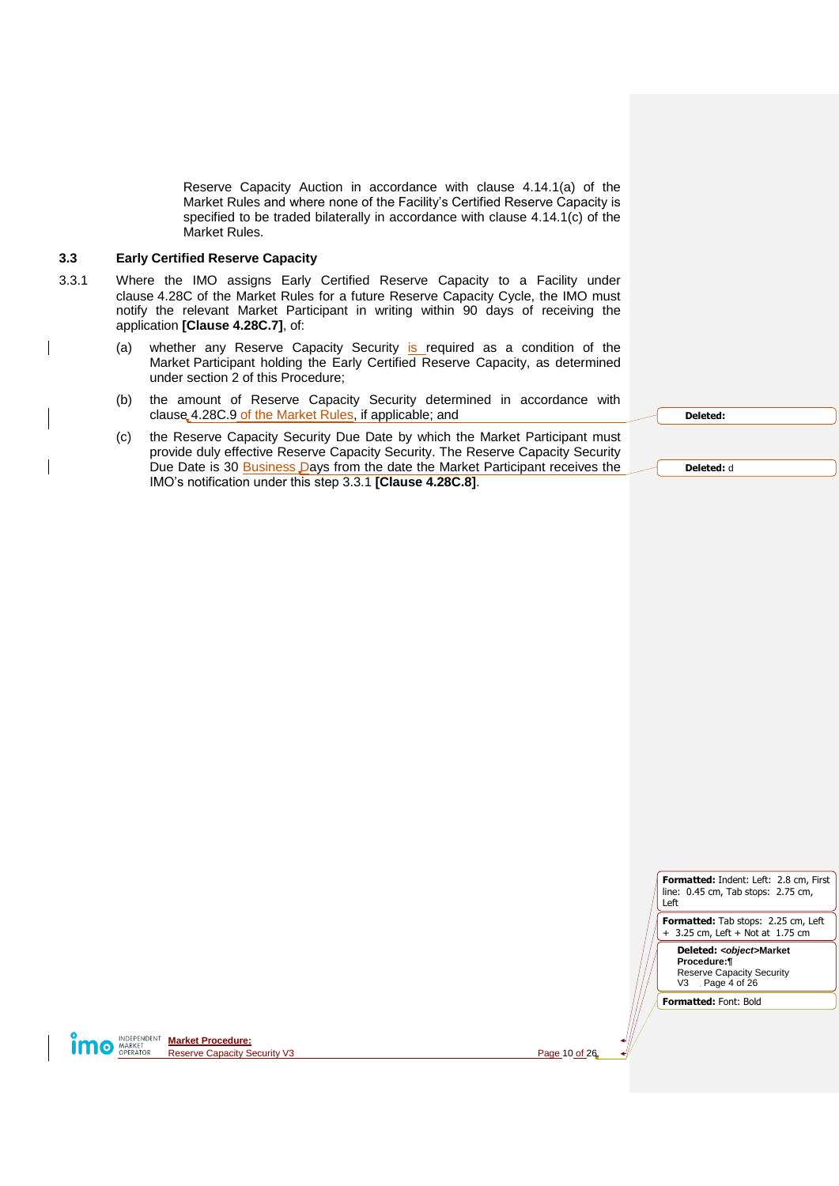Reserve Capacity Auction in accordance with clause 4.14.1(a) of the Market Rules and where none of the Facility's Certified Reserve Capacity is specified to be traded bilaterally in accordance with clause 4.14.1(c) of the Market Rules.

### 3.3 Early Certified Reserve Capacity

3.3.1 Where the IMO assigns Early Certified Reserve Capacity to a Facility under clause 4.28C of the Market Rules for a future Reserve Capacity Cycle, the IMO must notify the relevant Market Participant in writing within 90 days of receiving the application **[Clause 4.28C.7]**, of:

(a) whether any Reserve Capacity Security is required as a condition of the Market Participant holding the Early Certified Reserve Capacity, as determined under section 2 of this Procedure;

(b) the amount of Reserve Capacity Security determined in accordance with clause 4.28C.9 of the Market Rules, if applicable; and

(c) the Reserve Capacity Security Due Date by which the Market Participant must provide duly effective Reserve Capacity Security. The Reserve Capacity Security Due Date is 30 Business Days from the date the Market Participant receives the IMO's notification under this step 3.3.1 **[Clause 4.28C.8]**.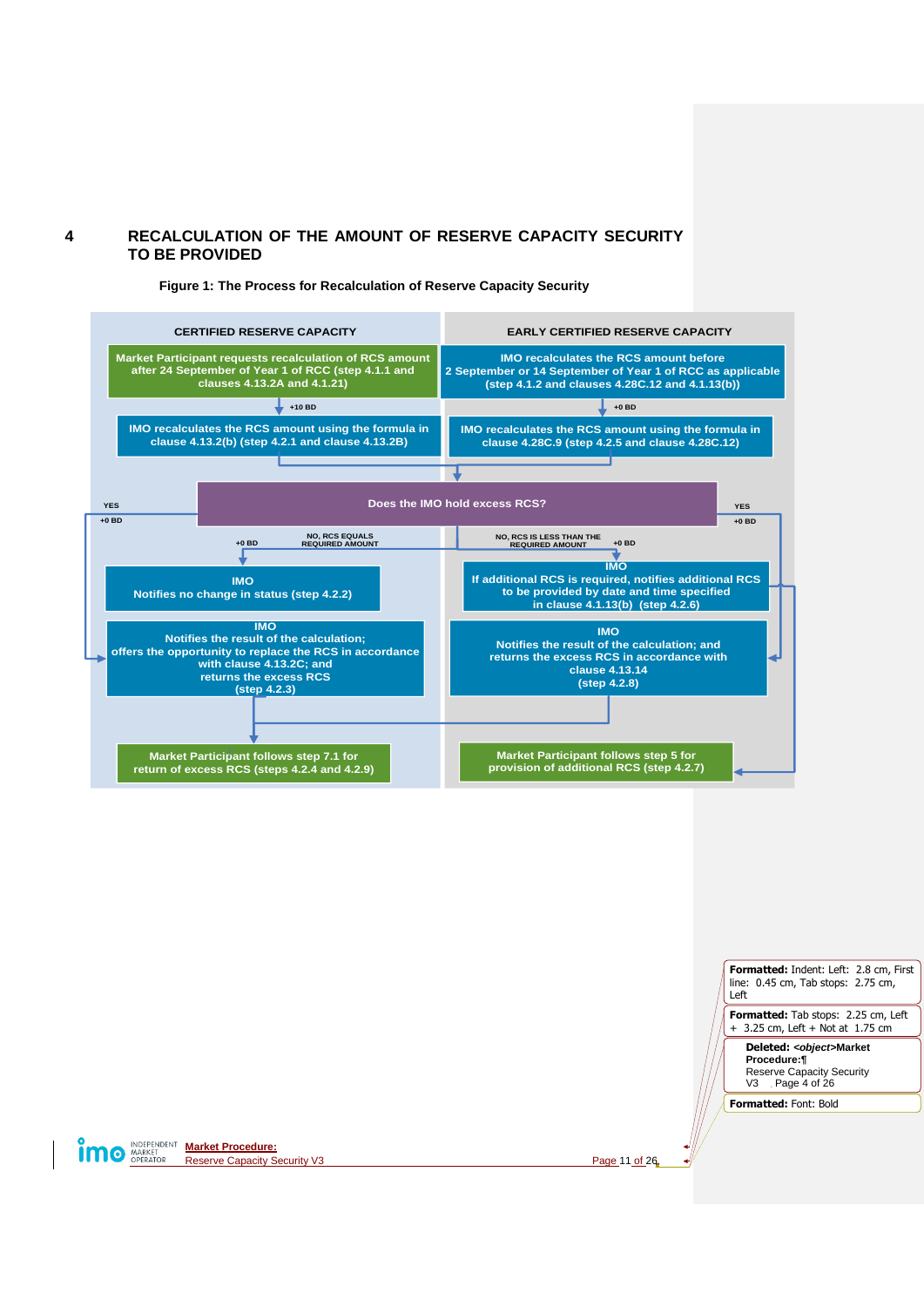## 4 RECALCULATION OF THE AMOUNT OF RESERVE CAPACITY SECURITY TO BE PROVIDED

**Figure 1: The Process for Recalculation of Reserve Capacity Security**

**CERTIFIED RESERVE CAPACITY**

- Market Participant requests recalculation of RCS amount after 24 September of Year 1 of RCC (step 4.1.1 and clauses 4.13.2A and 4.1.21)
- +10 BD
- IMO recalculates the RCS amount using the formula in clause 4.13.2(b) (step 4.2.1 and clause 4.13.2B)

**EARLY CERTIFIED RESERVE CAPACITY**

- IMO recalculates the RCS amount before 2 September or 14 September of Year 1 of RCC as applicable (step 4.1.2 and clauses 4.28C.12 and 4.1.13(b))
- +0 BD
- IMO recalculates the RCS amount using the formula in clause 4.28C.9 (step 4.2.5 and clause 4.28C.12)

**Does the IMO hold excess RCS?**

- YES (+0 BD) → IMO Notifies the result of the calculation; offers the opportunity to replace the RCS in accordance with clause 4.13.2C; and returns the excess RCS (step 4.2.3) → Market Participant follows step 7.1 for return of excess RCS (steps 4.2.4 and 4.2.9)
- YES (+0 BD) → IMO Notifies the result of the calculation; and returns the excess RCS in accordance with clause 4.13.14 (step 4.2.8) → Market Participant follows step 7.1 for return of excess RCS (steps 4.2.4 and 4.2.9)
- NO, RCS EQUALS REQUIRED AMOUNT (+0 BD) → IMO Notifies no change in status (step 4.2.2)
- NO, RCS IS LESS THAN THE REQUIRED AMOUNT (+0 BD) → IMO If additional RCS is required, notifies additional RCS to be provided by date and time specified in clause 4.1.13(b) (step 4.2.6) → Market Participant follows step 5 for provision of additional RCS (step 4.2.7)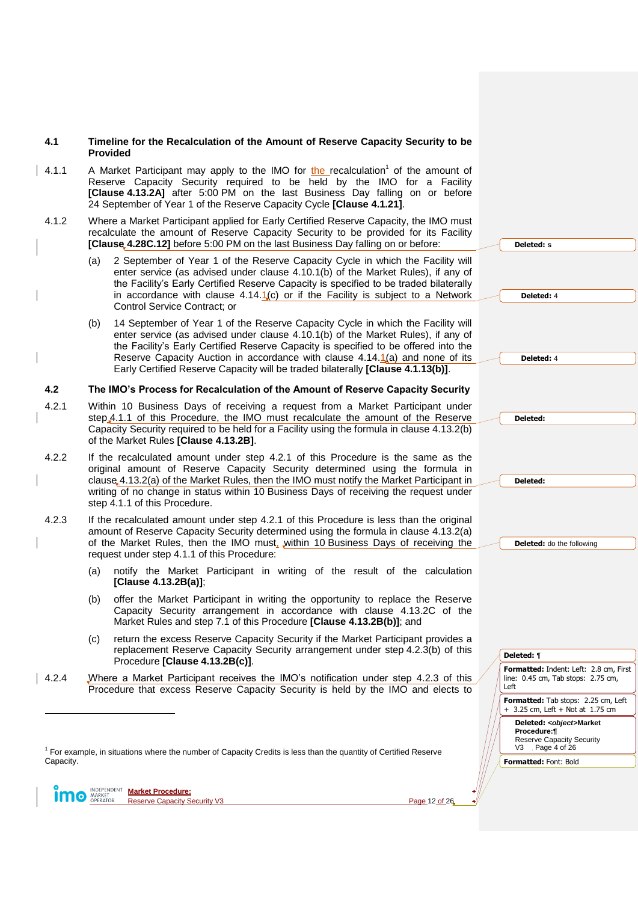### 4.1 Timeline for the Recalculation of the Amount of Reserve Capacity Security to be Provided

4.1.1 A Market Participant may apply to the IMO for the recalculation[1] of the amount of Reserve Capacity Security required to be held by the IMO for a Facility **[Clause 4.13.2A]** after 5:00 PM on the last Business Day falling on or before 24 September of Year 1 of the Reserve Capacity Cycle **[Clause 4.1.21]**.

4.1.2 Where a Market Participant applied for Early Certified Reserve Capacity, the IMO must recalculate the amount of Reserve Capacity Security to be provided for its Facility **[Clause 4.28C.12]** before 5:00 PM on the last Business Day falling on or before:

(a) 2 September of Year 1 of the Reserve Capacity Cycle in which the Facility will enter service (as advised under clause 4.10.1(b) of the Market Rules), if any of the Facility's Early Certified Reserve Capacity is specified to be traded bilaterally in accordance with clause 4.14.1(c) or if the Facility is subject to a Network Control Service Contract; or

(b) 14 September of Year 1 of the Reserve Capacity Cycle in which the Facility will enter service (as advised under clause 4.10.1(b) of the Market Rules), if any of the Facility's Early Certified Reserve Capacity is specified to be offered into the Reserve Capacity Auction in accordance with clause 4.14.1(a) and none of its Early Certified Reserve Capacity will be traded bilaterally **[Clause 4.1.13(b)]**.

### 4.2 The IMO's Process for Recalculation of the Amount of Reserve Capacity Security

4.2.1 Within 10 Business Days of receiving a request from a Market Participant under step 4.1.1 of this Procedure, the IMO must recalculate the amount of the Reserve Capacity Security required to be held for a Facility using the formula in clause 4.13.2(b) of the Market Rules **[Clause 4.13.2B]**.

4.2.2 If the recalculated amount under step 4.2.1 of this Procedure is the same as the original amount of Reserve Capacity Security determined using the formula in clause 4.13.2(a) of the Market Rules, then the IMO must notify the Market Participant in writing of no change in status within 10 Business Days of receiving the request under step 4.1.1 of this Procedure.

4.2.3 If the recalculated amount under step 4.2.1 of this Procedure is less than the original amount of Reserve Capacity Security determined using the formula in clause 4.13.2(a) of the Market Rules, then the IMO must, within 10 Business Days of receiving the request under step 4.1.1 of this Procedure:

(a) notify the Market Participant in writing of the result of the calculation **[Clause 4.13.2B(a)]**;

(b) offer the Market Participant in writing the opportunity to replace the Reserve Capacity Security arrangement in accordance with clause 4.13.2C of the Market Rules and step 7.1 of this Procedure **[Clause 4.13.2B(b)]**; and

(c) return the excess Reserve Capacity Security if the Market Participant provides a replacement Reserve Capacity Security arrangement under step 4.2.3(b) of this Procedure **[Clause 4.13.2B(c)]**.

4.2.4 Where a Market Participant receives the IMO's notification under step 4.2.3 of this Procedure that excess Reserve Capacity Security is held by the IMO and elects to

[1] For example, in situations where the number of Capacity Credits is less than the quantity of Certified Reserve Capacity.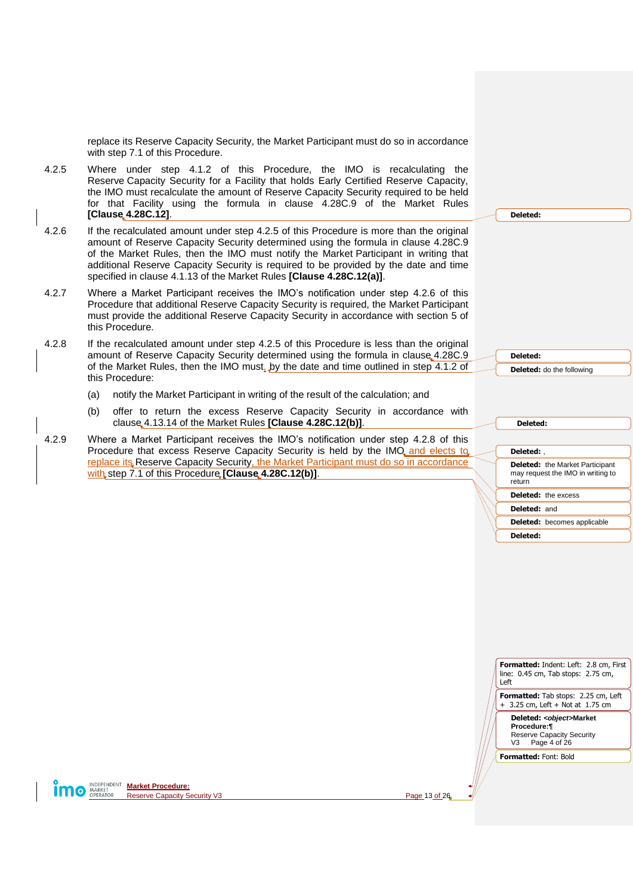replace its Reserve Capacity Security, the Market Participant must do so in accordance with step 7.1 of this Procedure.

4.2.5 Where under step 4.1.2 of this Procedure, the IMO is recalculating the Reserve Capacity Security for a Facility that holds Early Certified Reserve Capacity, the IMO must recalculate the amount of Reserve Capacity Security required to be held for that Facility using the formula in clause 4.28C.9 of the Market Rules **[Clause 4.28C.12]**.

4.2.6 If the recalculated amount under step 4.2.5 of this Procedure is more than the original amount of Reserve Capacity Security determined using the formula in clause 4.28C.9 of the Market Rules, then the IMO must notify the Market Participant in writing that additional Reserve Capacity Security is required to be provided by the date and time specified in clause 4.1.13 of the Market Rules **[Clause 4.28C.12(a)]**.

4.2.7 Where a Market Participant receives the IMO's notification under step 4.2.6 of this Procedure that additional Reserve Capacity Security is required, the Market Participant must provide the additional Reserve Capacity Security in accordance with section 5 of this Procedure.

4.2.8 If the recalculated amount under step 4.2.5 of this Procedure is less than the original amount of Reserve Capacity Security determined using the formula in clause 4.28C.9 of the Market Rules, then the IMO must, by the date and time outlined in step 4.1.2 of this Procedure:

(a) notify the Market Participant in writing of the result of the calculation; and

(b) offer to return the excess Reserve Capacity Security in accordance with clause 4.13.14 of the Market Rules **[Clause 4.28C.12(b)]**.

4.2.9 Where a Market Participant receives the IMO's notification under step 4.2.8 of this Procedure that excess Reserve Capacity Security is held by the IMO and elects to replace its Reserve Capacity Security, the Market Participant must do so in accordance with step 7.1 of this Procedure **[Clause 4.28C.12(b)]**.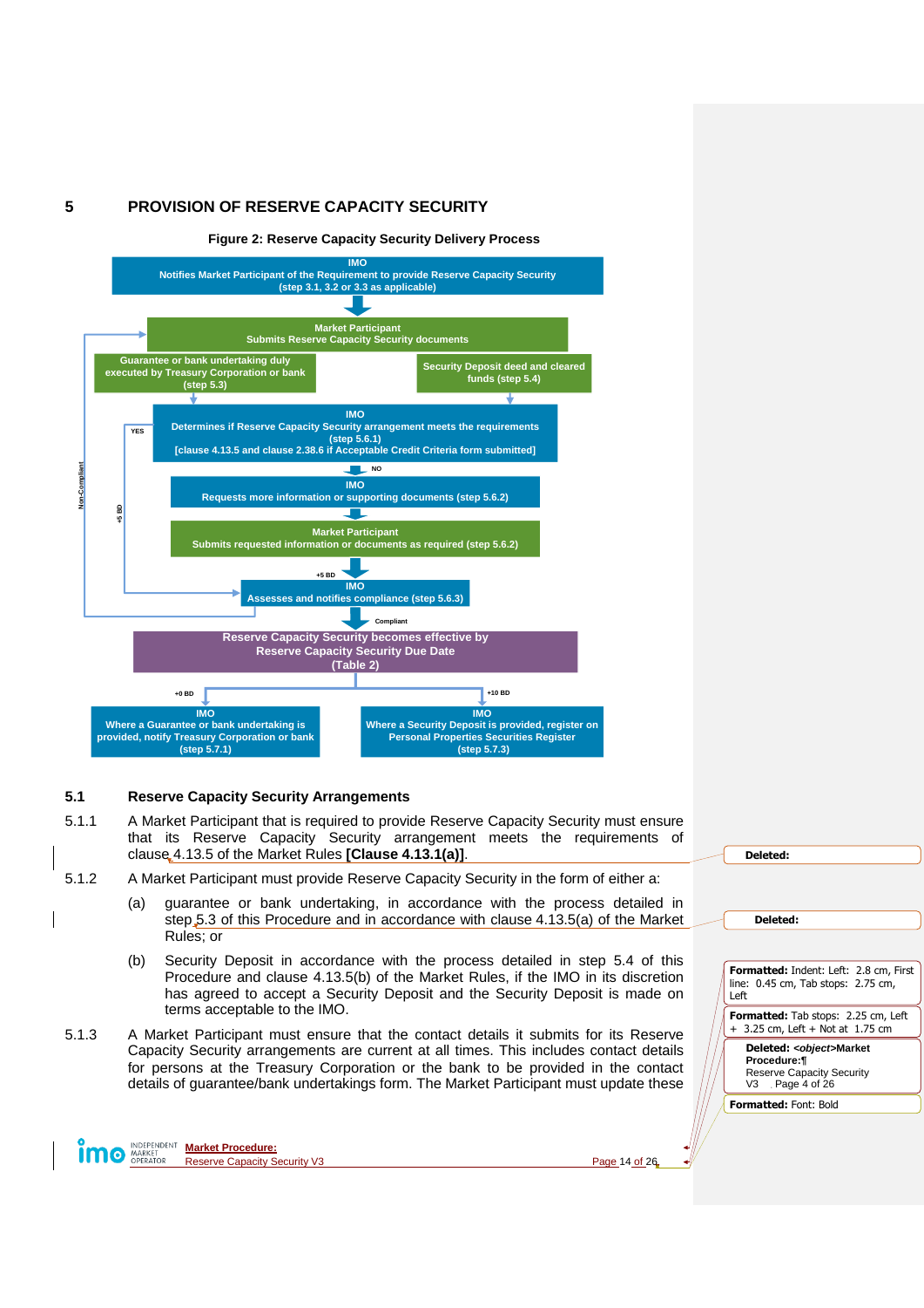## 5 PROVISION OF RESERVE CAPACITY SECURITY

**Figure 2: Reserve Capacity Security Delivery Process**

**IMO**
Notifies Market Participant of the Requirement to provide Reserve Capacity Security (step 3.1, 3.2 or 3.3 as applicable)

**Market Participant**
Submits Reserve Capacity Security documents

- Guarantee or bank undertaking duly executed by Treasury Corporation or bank (step 5.3)
- Security Deposit deed and cleared funds (step 5.4)

**IMO**
Determines if Reserve Capacity Security arrangement meets the requirements (step 5.6.1)
[clause 4.13.5 and clause 2.38.6 if Acceptable Credit Criteria form submitted]

YES (+5 BD) → IMO Assesses and notifies compliance (step 5.6.3)

NO ↓

**IMO**
Requests more information or supporting documents (step 5.6.2)

**Market Participant**
Submits requested information or documents as required (step 5.6.2)

+5 BD ↓

**IMO**
Assesses and notifies compliance (step 5.6.3)

Non-Compliant → Market Participant Submits Reserve Capacity Security documents

Compliant ↓

**Reserve Capacity Security becomes effective by Reserve Capacity Security Due Date (Table 2)**

- +0 BD: **IMO** Where a Guarantee or bank undertaking is provided, notify Treasury Corporation or bank (step 5.7.1)
- +10 BD: **IMO** Where a Security Deposit is provided, register on Personal Properties Securities Register (step 5.7.3)

### 5.1 Reserve Capacity Security Arrangements

5.1.1 A Market Participant that is required to provide Reserve Capacity Security must ensure that its Reserve Capacity Security arrangement meets the requirements of clause 4.13.5 of the Market Rules **[Clause 4.13.1(a)]**.

5.1.2 A Market Participant must provide Reserve Capacity Security in the form of either a:

(a) guarantee or bank undertaking, in accordance with the process detailed in step 5.3 of this Procedure and in accordance with clause 4.13.5(a) of the Market Rules; or

(b) Security Deposit in accordance with the process detailed in step 5.4 of this Procedure and clause 4.13.5(b) of the Market Rules, if the IMO in its discretion has agreed to accept a Security Deposit and the Security Deposit is made on terms acceptable to the IMO.

5.1.3 A Market Participant must ensure that the contact details it submits for its Reserve Capacity Security arrangements are current at all times. This includes contact details for persons at the Treasury Corporation or the bank to be provided in the contact details of guarantee/bank undertakings form. The Market Participant must update these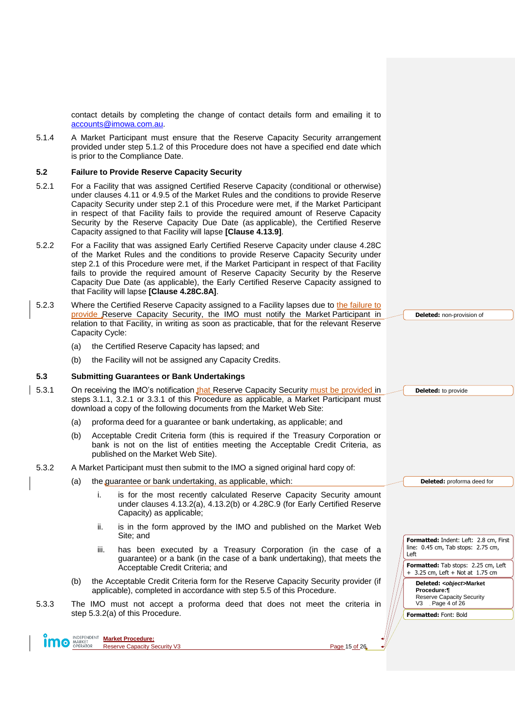contact details by completing the change of contact details form and emailing it to accounts@imowa.com.au.

5.1.4 A Market Participant must ensure that the Reserve Capacity Security arrangement provided under step 5.1.2 of this Procedure does not have a specified end date which is prior to the Compliance Date.

## 5.2 Failure to Provide Reserve Capacity Security

5.2.1 For a Facility that was assigned Certified Reserve Capacity (conditional or otherwise) under clauses 4.11 or 4.9.5 of the Market Rules and the conditions to provide Reserve Capacity Security under step 2.1 of this Procedure were met, if the Market Participant in respect of that Facility fails to provide the required amount of Reserve Capacity Security by the Reserve Capacity Due Date (as applicable), the Certified Reserve Capacity assigned to that Facility will lapse **[Clause 4.13.9]**.

5.2.2 For a Facility that was assigned Early Certified Reserve Capacity under clause 4.28C of the Market Rules and the conditions to provide Reserve Capacity Security under step 2.1 of this Procedure were met, if the Market Participant in respect of that Facility fails to provide the required amount of Reserve Capacity Security by the Reserve Capacity Due Date (as applicable), the Early Certified Reserve Capacity assigned to that Facility will lapse **[Clause 4.28C.8A]**.

5.2.3 Where the Certified Reserve Capacity assigned to a Facility lapses due to the failure to provide Reserve Capacity Security, the IMO must notify the Market Participant in relation to that Facility, in writing as soon as practicable, that for the relevant Reserve Capacity Cycle:

(a) the Certified Reserve Capacity has lapsed; and

(b) the Facility will not be assigned any Capacity Credits.

## 5.3 Submitting Guarantees or Bank Undertakings

5.3.1 On receiving the IMO's notification that Reserve Capacity Security must be provided in steps 3.1.1, 3.2.1 or 3.3.1 of this Procedure as applicable, a Market Participant must download a copy of the following documents from the Market Web Site:

(a) proforma deed for a guarantee or bank undertaking, as applicable; and

(b) Acceptable Credit Criteria form (this is required if the Treasury Corporation or bank is not on the list of entities meeting the Acceptable Credit Criteria, as published on the Market Web Site).

5.3.2 A Market Participant must then submit to the IMO a signed original hard copy of:

(a) the guarantee or bank undertaking, as applicable, which:

i. is for the most recently calculated Reserve Capacity Security amount under clauses 4.13.2(a), 4.13.2(b) or 4.28C.9 (for Early Certified Reserve Capacity) as applicable;

ii. is in the form approved by the IMO and published on the Market Web Site; and

iii. has been executed by a Treasury Corporation (in the case of a guarantee) or a bank (in the case of a bank undertaking), that meets the Acceptable Credit Criteria; and

(b) the Acceptable Credit Criteria form for the Reserve Capacity Security provider (if applicable), completed in accordance with step 5.5 of this Procedure.

5.3.3 The IMO must not accept a proforma deed that does not meet the criteria in step 5.3.2(a) of this Procedure.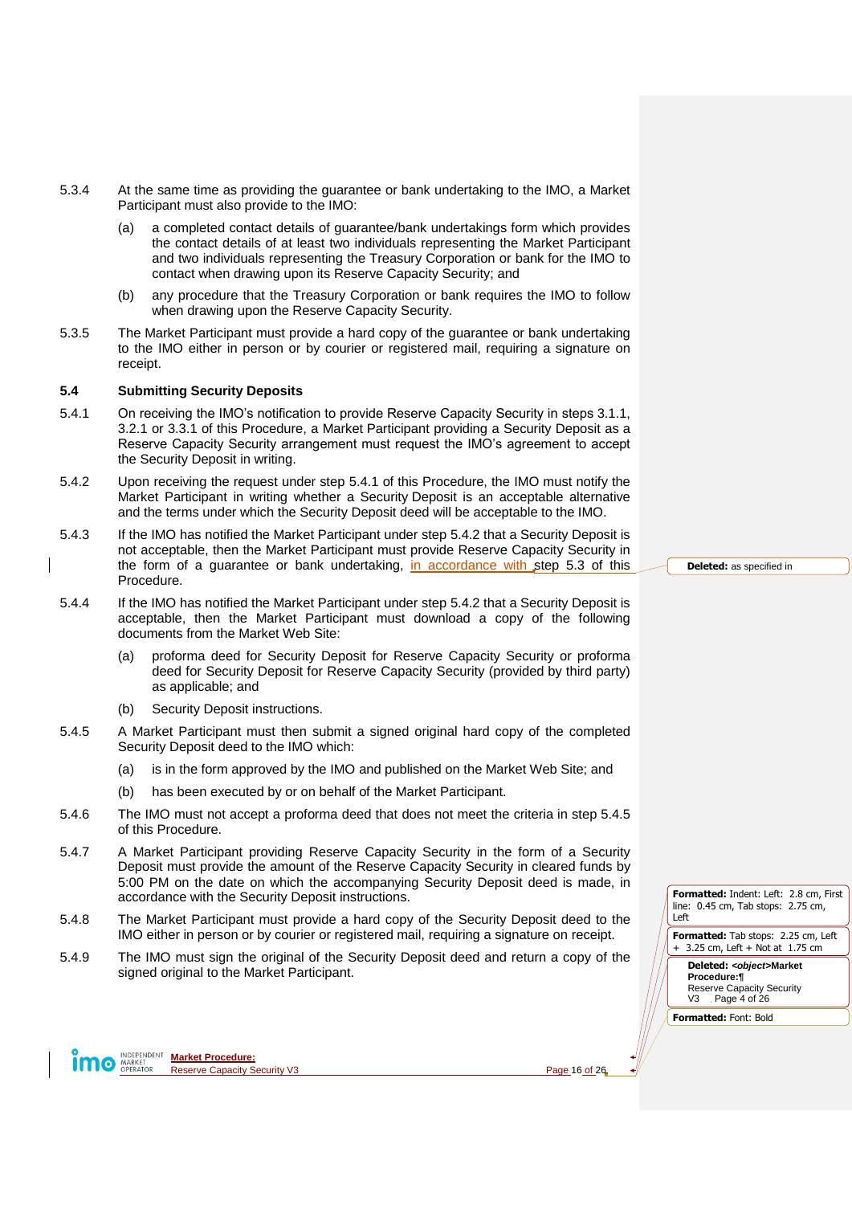5.3.4 At the same time as providing the guarantee or bank undertaking to the IMO, a Market Participant must also provide to the IMO:

(a) a completed contact details of guarantee/bank undertakings form which provides the contact details of at least two individuals representing the Market Participant and two individuals representing the Treasury Corporation or bank for the IMO to contact when drawing upon its Reserve Capacity Security; and

(b) any procedure that the Treasury Corporation or bank requires the IMO to follow when drawing upon the Reserve Capacity Security.

5.3.5 The Market Participant must provide a hard copy of the guarantee or bank undertaking to the IMO either in person or by courier or registered mail, requiring a signature on receipt.

### 5.4 Submitting Security Deposits

5.4.1 On receiving the IMO's notification to provide Reserve Capacity Security in steps 3.1.1, 3.2.1 or 3.3.1 of this Procedure, a Market Participant providing a Security Deposit as a Reserve Capacity Security arrangement must request the IMO's agreement to accept the Security Deposit in writing.

5.4.2 Upon receiving the request under step 5.4.1 of this Procedure, the IMO must notify the Market Participant in writing whether a Security Deposit is an acceptable alternative and the terms under which the Security Deposit deed will be acceptable to the IMO.

5.4.3 If the IMO has notified the Market Participant under step 5.4.2 that a Security Deposit is not acceptable, then the Market Participant must provide Reserve Capacity Security in the form of a guarantee or bank undertaking, in accordance with step 5.3 of this Procedure.

5.4.4 If the IMO has notified the Market Participant under step 5.4.2 that a Security Deposit is acceptable, then the Market Participant must download a copy of the following documents from the Market Web Site:

(a) proforma deed for Security Deposit for Reserve Capacity Security or proforma deed for Security Deposit for Reserve Capacity Security (provided by third party) as applicable; and

(b) Security Deposit instructions.

5.4.5 A Market Participant must then submit a signed original hard copy of the completed Security Deposit deed to the IMO which:

(a) is in the form approved by the IMO and published on the Market Web Site; and

(b) has been executed by or on behalf of the Market Participant.

5.4.6 The IMO must not accept a proforma deed that does not meet the criteria in step 5.4.5 of this Procedure.

5.4.7 A Market Participant providing Reserve Capacity Security in the form of a Security Deposit must provide the amount of the Reserve Capacity Security in cleared funds by 5:00 PM on the date on which the accompanying Security Deposit deed is made, in accordance with the Security Deposit instructions.

5.4.8 The Market Participant must provide a hard copy of the Security Deposit deed to the IMO either in person or by courier or registered mail, requiring a signature on receipt.

5.4.9 The IMO must sign the original of the Security Deposit deed and return a copy of the signed original to the Market Participant.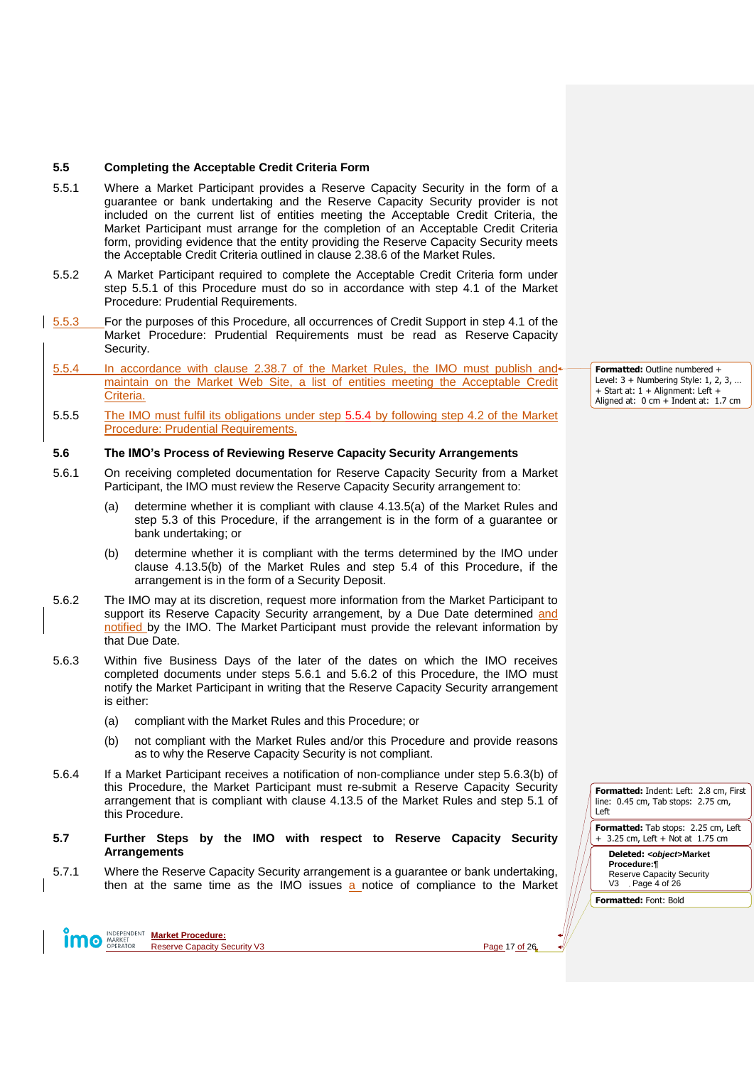### 5.5 Completing the Acceptable Credit Criteria Form

5.5.1 Where a Market Participant provides a Reserve Capacity Security in the form of a guarantee or bank undertaking and the Reserve Capacity Security provider is not included on the current list of entities meeting the Acceptable Credit Criteria, the Market Participant must arrange for the completion of an Acceptable Credit Criteria form, providing evidence that the entity providing the Reserve Capacity Security meets the Acceptable Credit Criteria outlined in clause 2.38.6 of the Market Rules.

5.5.2 A Market Participant required to complete the Acceptable Credit Criteria form under step 5.5.1 of this Procedure must do so in accordance with step 4.1 of the Market Procedure: Prudential Requirements.

5.5.3 For the purposes of this Procedure, all occurrences of Credit Support in step 4.1 of the Market Procedure: Prudential Requirements must be read as Reserve Capacity Security.

5.5.4 In accordance with clause 2.38.7 of the Market Rules, the IMO must publish and maintain on the Market Web Site, a list of entities meeting the Acceptable Credit Criteria.

5.5.5 The IMO must fulfil its obligations under step 5.5.4 by following step 4.2 of the Market Procedure: Prudential Requirements.

### 5.6 The IMO's Process of Reviewing Reserve Capacity Security Arrangements

5.6.1 On receiving completed documentation for Reserve Capacity Security from a Market Participant, the IMO must review the Reserve Capacity Security arrangement to:

(a) determine whether it is compliant with clause 4.13.5(a) of the Market Rules and step 5.3 of this Procedure, if the arrangement is in the form of a guarantee or bank undertaking; or

(b) determine whether it is compliant with the terms determined by the IMO under clause 4.13.5(b) of the Market Rules and step 5.4 of this Procedure, if the arrangement is in the form of a Security Deposit.

5.6.2 The IMO may at its discretion, request more information from the Market Participant to support its Reserve Capacity Security arrangement, by a Due Date determined and notified by the IMO. The Market Participant must provide the relevant information by that Due Date.

5.6.3 Within five Business Days of the later of the dates on which the IMO receives completed documents under steps 5.6.1 and 5.6.2 of this Procedure, the IMO must notify the Market Participant in writing that the Reserve Capacity Security arrangement is either:

(a) compliant with the Market Rules and this Procedure; or

(b) not compliant with the Market Rules and/or this Procedure and provide reasons as to why the Reserve Capacity Security is not compliant.

5.6.4 If a Market Participant receives a notification of non-compliance under step 5.6.3(b) of this Procedure, the Market Participant must re-submit a Reserve Capacity Security arrangement that is compliant with clause 4.13.5 of the Market Rules and step 5.1 of this Procedure.

### 5.7 Further Steps by the IMO with respect to Reserve Capacity Security Arrangements

5.7.1 Where the Reserve Capacity Security arrangement is a guarantee or bank undertaking, then at the same time as the IMO issues a notice of compliance to the Market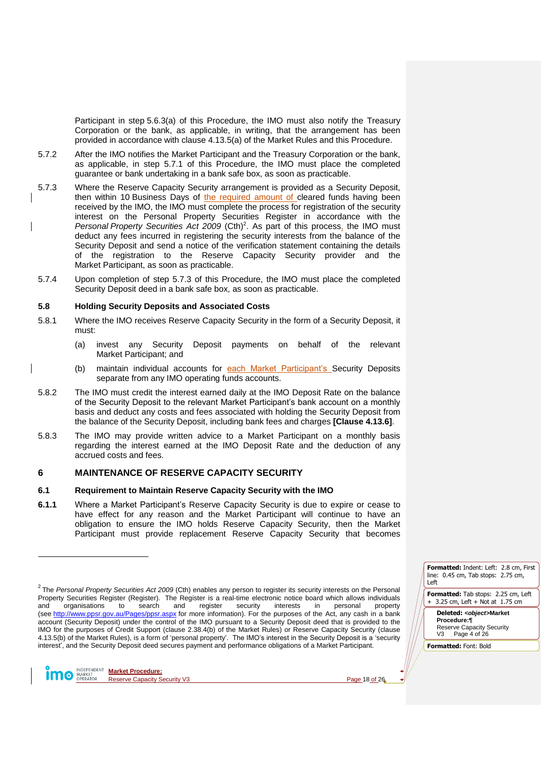Participant in step 5.6.3(a) of this Procedure, the IMO must also notify the Treasury Corporation or the bank, as applicable, in writing, that the arrangement has been provided in accordance with clause 4.13.5(a) of the Market Rules and this Procedure.

5.7.2 After the IMO notifies the Market Participant and the Treasury Corporation or the bank, as applicable, in step 5.7.1 of this Procedure, the IMO must place the completed guarantee or bank undertaking in a bank safe box, as soon as practicable.

5.7.3 Where the Reserve Capacity Security arrangement is provided as a Security Deposit, then within 10 Business Days of the required amount of cleared funds having been received by the IMO, the IMO must complete the process for registration of the security interest on the Personal Property Securities Register in accordance with the *Personal Property Securities Act 2009* (Cth)[2]. As part of this process, the IMO must deduct any fees incurred in registering the security interests from the balance of the Security Deposit and send a notice of the verification statement containing the details of the registration to the Reserve Capacity Security provider and the Market Participant, as soon as practicable.

5.7.4 Upon completion of step 5.7.3 of this Procedure, the IMO must place the completed Security Deposit deed in a bank safe box, as soon as practicable.

### 5.8 Holding Security Deposits and Associated Costs

5.8.1 Where the IMO receives Reserve Capacity Security in the form of a Security Deposit, it must:

(a) invest any Security Deposit payments on behalf of the relevant Market Participant; and

(b) maintain individual accounts for each Market Participant's Security Deposits separate from any IMO operating funds accounts.

5.8.2 The IMO must credit the interest earned daily at the IMO Deposit Rate on the balance of the Security Deposit to the relevant Market Participant's bank account on a monthly basis and deduct any costs and fees associated with holding the Security Deposit from the balance of the Security Deposit, including bank fees and charges **[Clause 4.13.6]**.

5.8.3 The IMO may provide written advice to a Market Participant on a monthly basis regarding the interest earned at the IMO Deposit Rate and the deduction of any accrued costs and fees.

## 6 MAINTENANCE OF RESERVE CAPACITY SECURITY

### 6.1 Requirement to Maintain Reserve Capacity Security with the IMO

**6.1.1** Where a Market Participant's Reserve Capacity Security is due to expire or cease to have effect for any reason and the Market Participant will continue to have an obligation to ensure the IMO holds Reserve Capacity Security, then the Market Participant must provide replacement Reserve Capacity Security that becomes

---

[2] The *Personal Property Securities Act 2009* (Cth) enables any person to register its security interests on the Personal Property Securities Register (Register). The Register is a real-time electronic notice board which allows individuals and organisations to search and register security interests in personal property (see http://www.ppsr.gov.au/Pages/ppsr.aspx for more information). For the purposes of the Act, any cash in a bank account (Security Deposit) under the control of the IMO pursuant to a Security Deposit deed that is provided to the IMO for the purposes of Credit Support (clause 2.38.4(b) of the Market Rules) or Reserve Capacity Security (clause 4.13.5(b) of the Market Rules), is a form of 'personal property'. The IMO's interest in the Security Deposit is a 'security interest', and the Security Deposit deed secures payment and performance obligations of a Market Participant.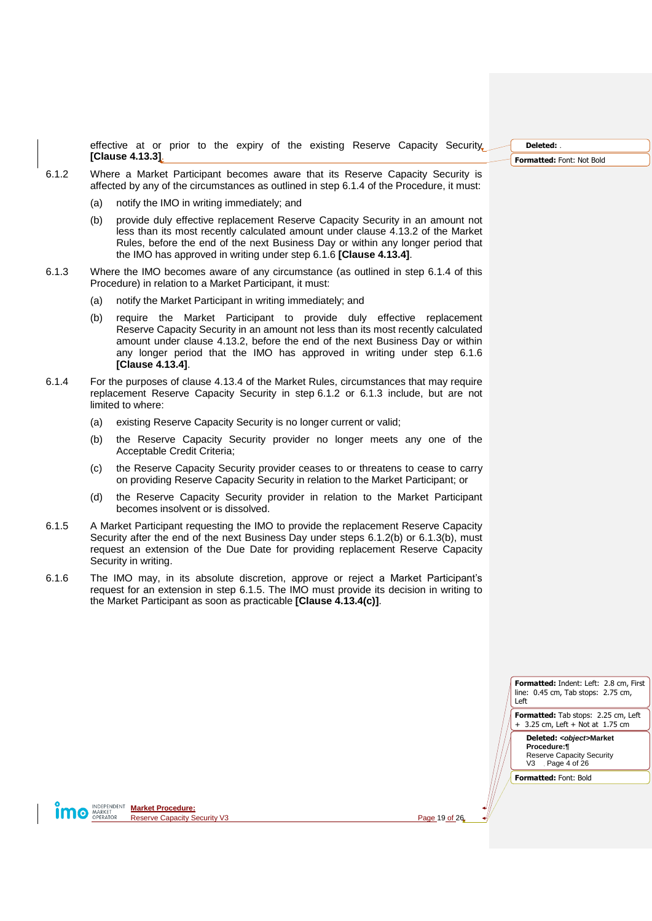effective at or prior to the expiry of the existing Reserve Capacity Security **[Clause 4.13.3]**.

6.1.2 Where a Market Participant becomes aware that its Reserve Capacity Security is affected by any of the circumstances as outlined in step 6.1.4 of the Procedure, it must:

(a) notify the IMO in writing immediately; and

(b) provide duly effective replacement Reserve Capacity Security in an amount not less than its most recently calculated amount under clause 4.13.2 of the Market Rules, before the end of the next Business Day or within any longer period that the IMO has approved in writing under step 6.1.6 **[Clause 4.13.4]**.

6.1.3 Where the IMO becomes aware of any circumstance (as outlined in step 6.1.4 of this Procedure) in relation to a Market Participant, it must:

(a) notify the Market Participant in writing immediately; and

(b) require the Market Participant to provide duly effective replacement Reserve Capacity Security in an amount not less than its most recently calculated amount under clause 4.13.2, before the end of the next Business Day or within any longer period that the IMO has approved in writing under step 6.1.6 **[Clause 4.13.4]**.

6.1.4 For the purposes of clause 4.13.4 of the Market Rules, circumstances that may require replacement Reserve Capacity Security in step 6.1.2 or 6.1.3 include, but are not limited to where:

(a) existing Reserve Capacity Security is no longer current or valid;

(b) the Reserve Capacity Security provider no longer meets any one of the Acceptable Credit Criteria;

(c) the Reserve Capacity Security provider ceases to or threatens to cease to carry on providing Reserve Capacity Security in relation to the Market Participant; or

(d) the Reserve Capacity Security provider in relation to the Market Participant becomes insolvent or is dissolved.

6.1.5 A Market Participant requesting the IMO to provide the replacement Reserve Capacity Security after the end of the next Business Day under steps 6.1.2(b) or 6.1.3(b), must request an extension of the Due Date for providing replacement Reserve Capacity Security in writing.

6.1.6 The IMO may, in its absolute discretion, approve or reject a Market Participant's request for an extension in step 6.1.5. The IMO must provide its decision in writing to the Market Participant as soon as practicable **[Clause 4.13.4(c)]**.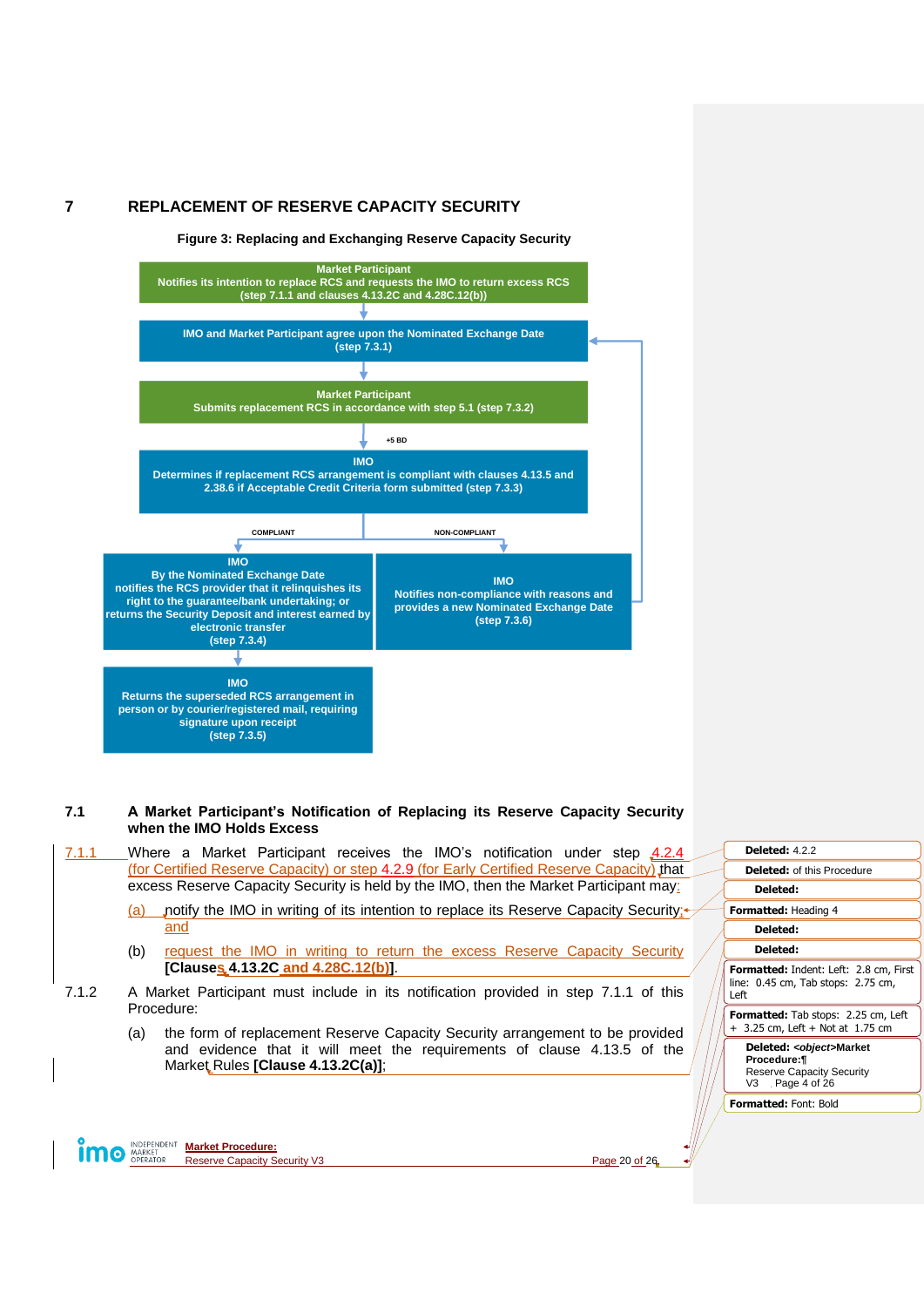## 7 REPLACEMENT OF RESERVE CAPACITY SECURITY

**Figure 3: Replacing and Exchanging Reserve Capacity Security**

**Market Participant**
Notifies its intention to replace RCS and requests the IMO to return excess RCS (step 7.1.1 and clauses 4.13.2C and 4.28C.12(b))

↓

**IMO and Market Participant agree upon the Nominated Exchange Date** (step 7.3.1)

↓

**Market Participant**
Submits replacement RCS in accordance with step 5.1 (step 7.3.2)

↓ +5 BD

**IMO**
Determines if replacement RCS arrangement is compliant with clauses 4.13.5 and 2.38.6 if Acceptable Credit Criteria form submitted (step 7.3.3)

COMPLIANT → **IMO**
By the Nominated Exchange Date notifies the RCS provider that it relinquishes its right to the guarantee/bank undertaking; or returns the Security Deposit and interest earned by electronic transfer (step 7.3.4)

↓

**IMO**
Returns the superseded RCS arrangement in person or by courier/registered mail, requiring signature upon receipt (step 7.3.5)

NON-COMPLIANT → **IMO**
Notifies non-compliance with reasons and provides a new Nominated Exchange Date (step 7.3.6) → returns to step 7.3.1

### 7.1 A Market Participant's Notification of Replacing its Reserve Capacity Security when the IMO Holds Excess

7.1.1 Where a Market Participant receives the IMO's notification under step 4.2.4 (for Certified Reserve Capacity) or step 4.2.9 (for Early Certified Reserve Capacity) that excess Reserve Capacity Security is held by the IMO, then the Market Participant may:

(a) notify the IMO in writing of its intention to replace its Reserve Capacity Security; and

(b) request the IMO in writing to return the excess Reserve Capacity Security **[Clauses 4.13.2C and 4.28C.12(b)]**.

7.1.2 A Market Participant must include in its notification provided in step 7.1.1 of this Procedure:

(a) the form of replacement Reserve Capacity Security arrangement to be provided and evidence that it will meet the requirements of clause 4.13.5 of the Market Rules **[Clause 4.13.2C(a)]**;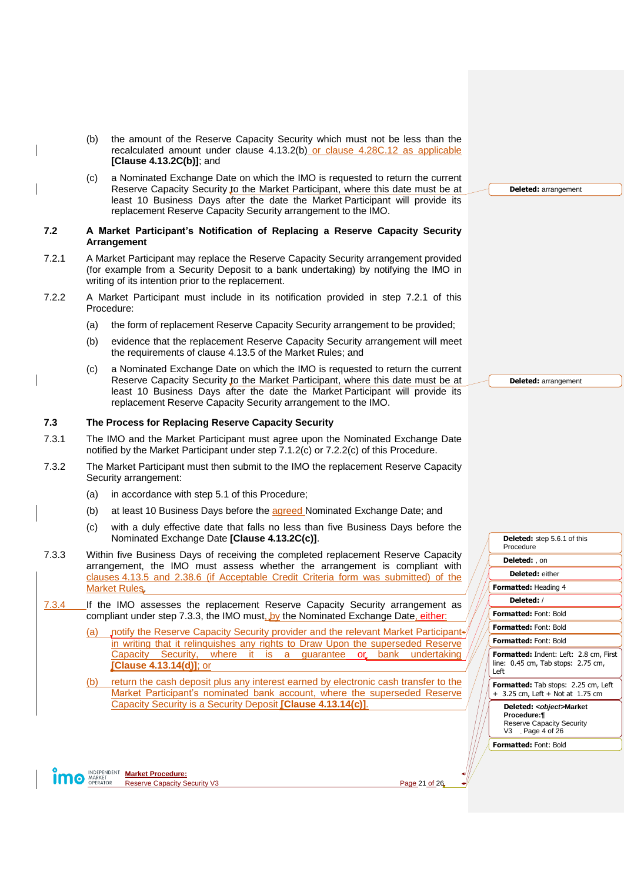(b) the amount of the Reserve Capacity Security which must not be less than the recalculated amount under clause 4.13.2(b) or clause 4.28C.12 as applicable **[Clause 4.13.2C(b)]**; and

(c) a Nominated Exchange Date on which the IMO is requested to return the current Reserve Capacity Security to the Market Participant, where this date must be at least 10 Business Days after the date the Market Participant will provide its replacement Reserve Capacity Security arrangement to the IMO.

### 7.2 A Market Participant's Notification of Replacing a Reserve Capacity Security Arrangement

7.2.1 A Market Participant may replace the Reserve Capacity Security arrangement provided (for example from a Security Deposit to a bank undertaking) by notifying the IMO in writing of its intention prior to the replacement.

7.2.2 A Market Participant must include in its notification provided in step 7.2.1 of this Procedure:

(a) the form of replacement Reserve Capacity Security arrangement to be provided;

(b) evidence that the replacement Reserve Capacity Security arrangement will meet the requirements of clause 4.13.5 of the Market Rules; and

(c) a Nominated Exchange Date on which the IMO is requested to return the current Reserve Capacity Security to the Market Participant, where this date must be at least 10 Business Days after the date the Market Participant will provide its replacement Reserve Capacity Security arrangement to the IMO.

### 7.3 The Process for Replacing Reserve Capacity Security

7.3.1 The IMO and the Market Participant must agree upon the Nominated Exchange Date notified by the Market Participant under step 7.1.2(c) or 7.2.2(c) of this Procedure.

7.3.2 The Market Participant must then submit to the IMO the replacement Reserve Capacity Security arrangement:

(a) in accordance with step 5.1 of this Procedure;

(b) at least 10 Business Days before the agreed Nominated Exchange Date; and

(c) with a duly effective date that falls no less than five Business Days before the Nominated Exchange Date **[Clause 4.13.2C(c)]**.

7.3.3 Within five Business Days of receiving the completed replacement Reserve Capacity arrangement, the IMO must assess whether the arrangement is compliant with clauses 4.13.5 and 2.38.6 (if Acceptable Credit Criteria form was submitted) of the Market Rules.

7.3.4 If the IMO assesses the replacement Reserve Capacity Security arrangement as compliant under step 7.3.3, the IMO must, by the Nominated Exchange Date, either:

(a) notify the Reserve Capacity Security provider and the relevant Market Participant in writing that it relinquishes any rights to Draw Upon the superseded Reserve Capacity Security, where it is a guarantee or bank undertaking **[Clause 4.13.14(d)]**; or

(b) return the cash deposit plus any interest earned by electronic cash transfer to the Market Participant's nominated bank account, where the superseded Reserve Capacity Security is a Security Deposit **[Clause 4.13.14(c)]**.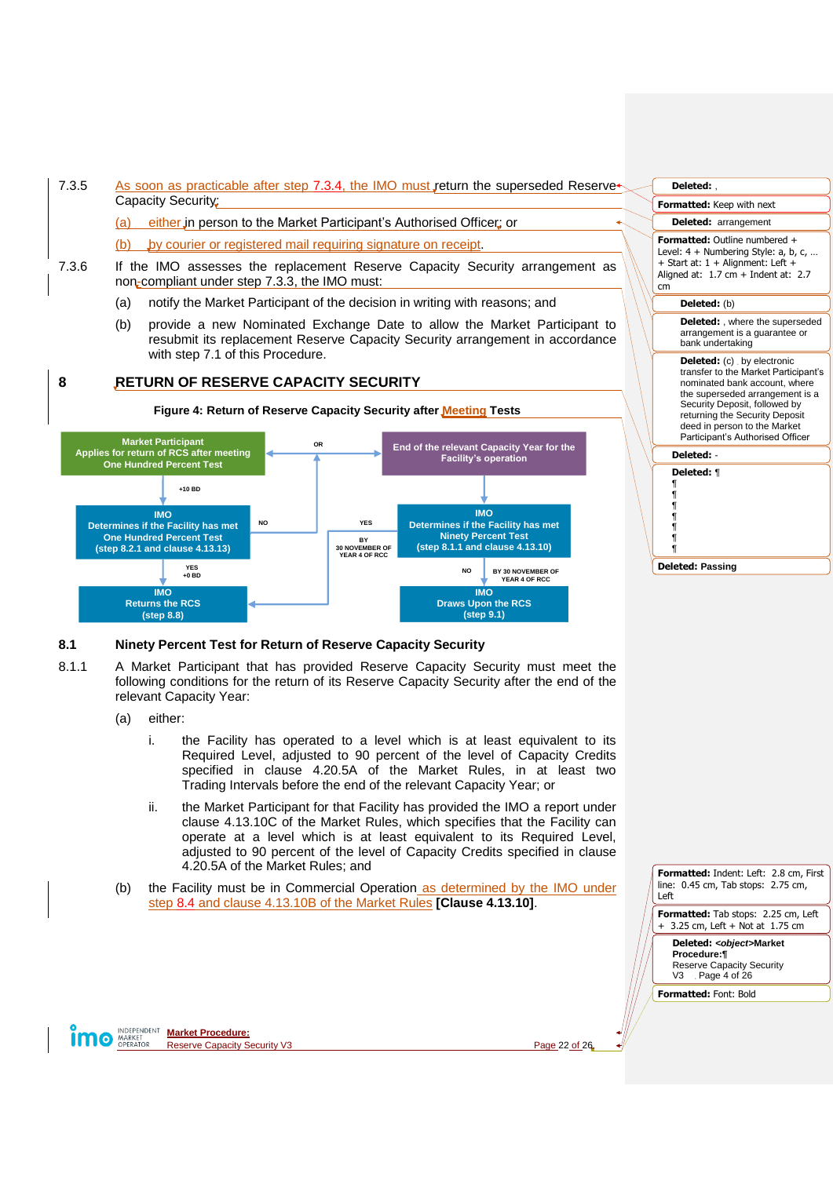7.3.5 As soon as practicable after step 7.3.4, the IMO must return the superseded Reserve Capacity Security:

(a) either in person to the Market Participant's Authorised Officer; or

(b) by courier or registered mail requiring signature on receipt.

7.3.6 If the IMO assesses the replacement Reserve Capacity Security arrangement as non-compliant under step 7.3.3, the IMO must:

(a) notify the Market Participant of the decision in writing with reasons; and

(b) provide a new Nominated Exchange Date to allow the Market Participant to resubmit its replacement Reserve Capacity Security arrangement in accordance with step 7.1 of this Procedure.

# 8 RETURN OF RESERVE CAPACITY SECURITY

**Figure 4: Return of Reserve Capacity Security after Meeting Tests**

- **Market Participant** Applies for return of RCS after meeting One Hundred Percent Test
- OR
- **End of the relevant Capacity Year for the Facility's operation**
- +10 BD
- **IMO** Determines if the Facility has met One Hundred Percent Test (step 8.2.1 and clause 4.13.13)
- NO
- YES
- BY 30 NOVEMBER OF YEAR 4 OF RCC
- **IMO** Determines if the Facility has met Ninety Percent Test (step 8.1.1 and clause 4.13.10)
- YES +0 BD
- NO
- BY 30 NOVEMBER OF YEAR 4 OF RCC
- **IMO** Returns the RCS (step 8.8)
- **IMO** Draws Upon the RCS (step 9.1)

## 8.1 Ninety Percent Test for Return of Reserve Capacity Security

8.1.1 A Market Participant that has provided Reserve Capacity Security must meet the following conditions for the return of its Reserve Capacity Security after the end of the relevant Capacity Year:

(a) either:

i. the Facility has operated to a level which is at least equivalent to its Required Level, adjusted to 90 percent of the level of Capacity Credits specified in clause 4.20.5A of the Market Rules, in at least two Trading Intervals before the end of the relevant Capacity Year; or

ii. the Market Participant for that Facility has provided the IMO a report under clause 4.13.10C of the Market Rules, which specifies that the Facility can operate at a level which is at least equivalent to its Required Level, adjusted to 90 percent of the level of Capacity Credits specified in clause 4.20.5A of the Market Rules; and

(b) the Facility must be in Commercial Operation as determined by the IMO under step 8.4 and clause 4.13.10B of the Market Rules **[Clause 4.13.10]**.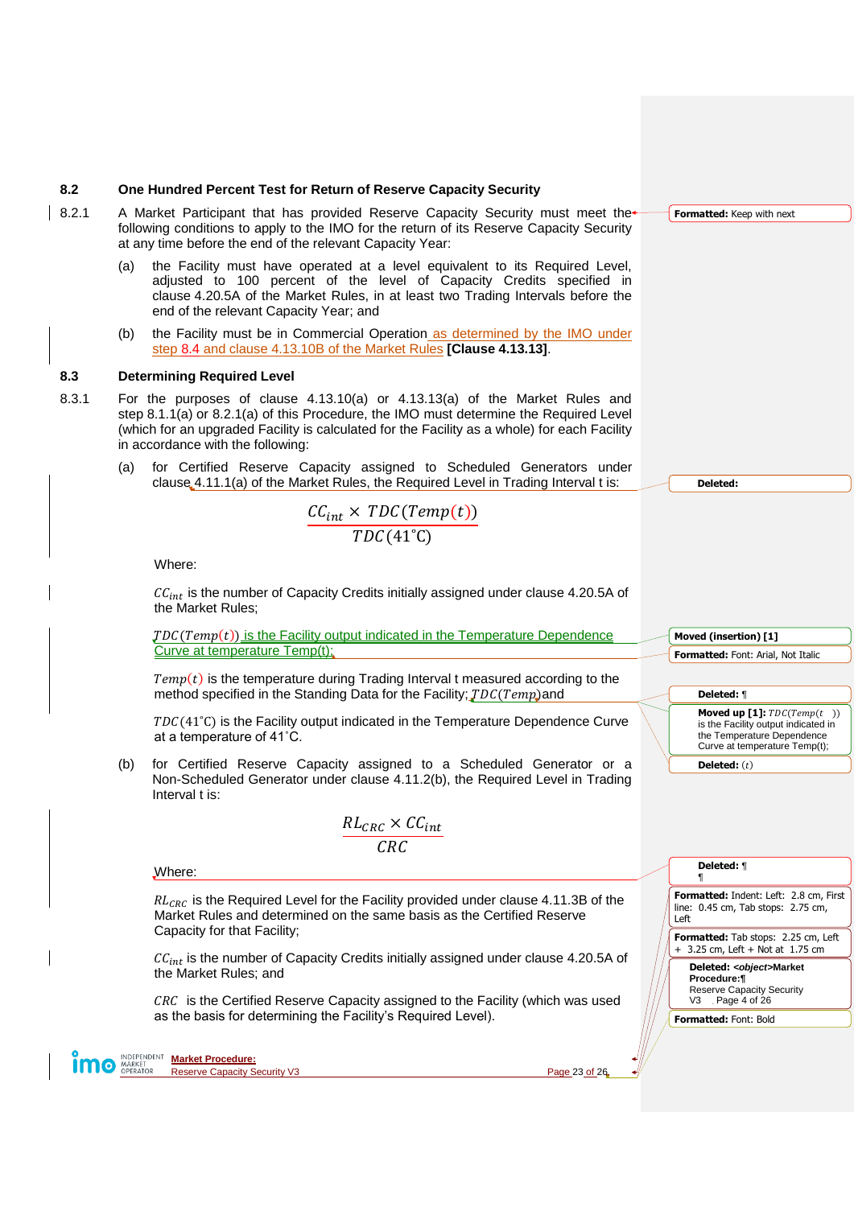### 8.2 One Hundred Percent Test for Return of Reserve Capacity Security

8.2.1 A Market Participant that has provided Reserve Capacity Security must meet the following conditions to apply to the IMO for the return of its Reserve Capacity Security at any time before the end of the relevant Capacity Year:

(a) the Facility must have operated at a level equivalent to its Required Level, adjusted to 100 percent of the level of Capacity Credits specified in clause 4.20.5A of the Market Rules, in at least two Trading Intervals before the end of the relevant Capacity Year; and

(b) the Facility must be in Commercial Operation as determined by the IMO under step 8.4 and clause 4.13.10B of the Market Rules **[Clause 4.13.13]**.

### 8.3 Determining Required Level

8.3.1 For the purposes of clause 4.13.10(a) or 4.13.13(a) of the Market Rules and step 8.1.1(a) or 8.2.1(a) of this Procedure, the IMO must determine the Required Level (which for an upgraded Facility is calculated for the Facility as a whole) for each Facility in accordance with the following:

(a) for Certified Reserve Capacity assigned to Scheduled Generators under clause 4.11.1(a) of the Market Rules, the Required Level in Trading Interval t is:

$$\frac{CC_{int} \times TDC(Temp(t))}{TDC(41^{\circ}\mathrm{C})}$$

Where:

$CC_{int}$ is the number of Capacity Credits initially assigned under clause 4.20.5A of the Market Rules;

$TDC(Temp(t))$ is the Facility output indicated in the Temperature Dependence Curve at temperature Temp(t);

$Temp(t)$ is the temperature during Trading Interval t measured according to the method specified in the Standing Data for the Facility; and

$TDC(41^{\circ}\mathrm{C})$ is the Facility output indicated in the Temperature Dependence Curve at a temperature of 41˚C.

(b) for Certified Reserve Capacity assigned to a Scheduled Generator or a Non-Scheduled Generator under clause 4.11.2(b), the Required Level in Trading Interval t is:

$$\frac{RL_{CRC} \times CC_{int}}{CRC}$$

Where:

$RL_{CRC}$ is the Required Level for the Facility provided under clause 4.11.3B of the Market Rules and determined on the same basis as the Certified Reserve Capacity for that Facility;

$CC_{int}$ is the number of Capacity Credits initially assigned under clause 4.20.5A of the Market Rules; and

$CRC$ is the Certified Reserve Capacity assigned to the Facility (which was used as the basis for determining the Facility's Required Level).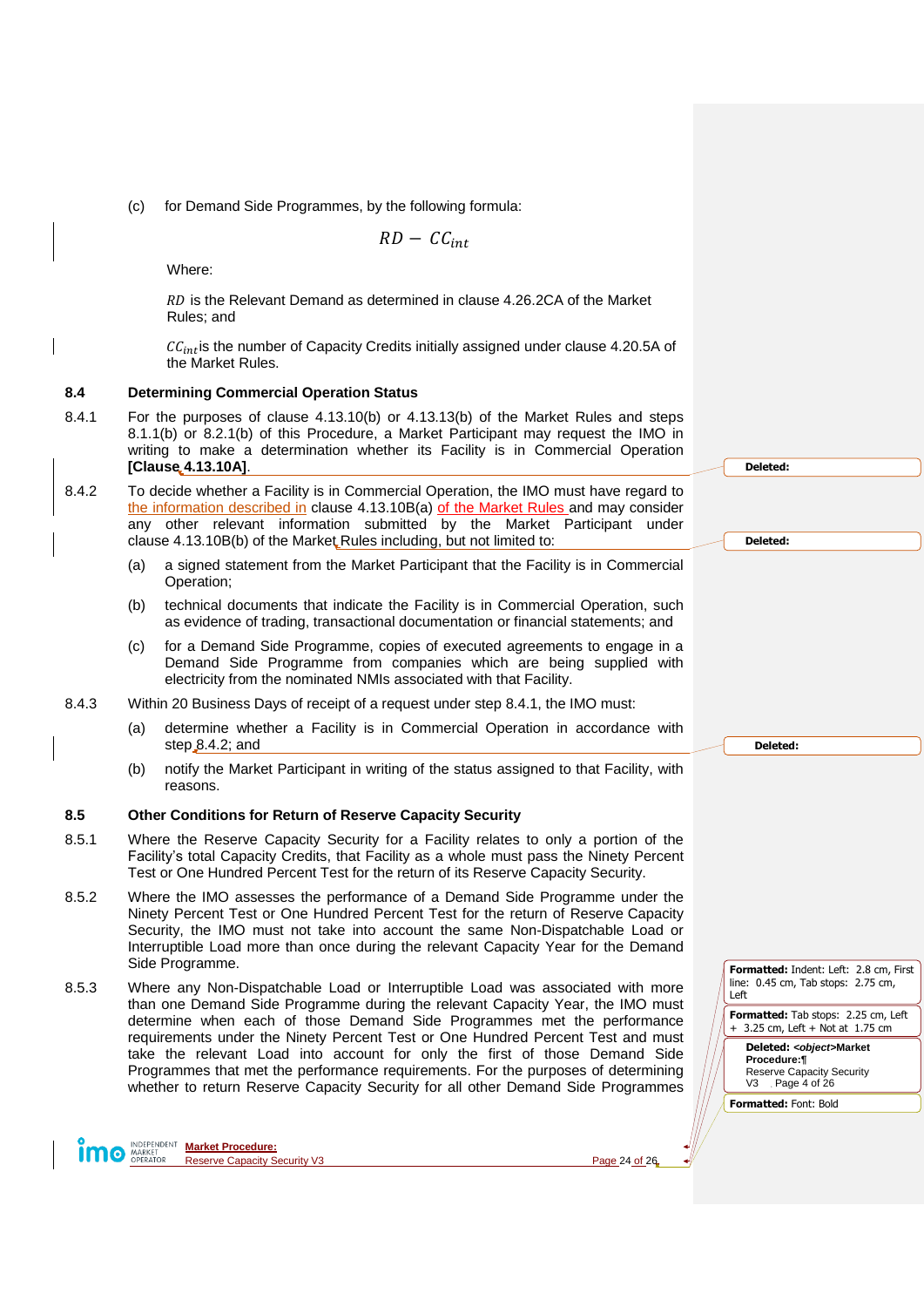(c) for Demand Side Programmes, by the following formula:

$$RD - CC_{int}$$

Where:

$RD$ is the Relevant Demand as determined in clause 4.26.2CA of the Market Rules; and

$CC_{int}$ is the number of Capacity Credits initially assigned under clause 4.20.5A of the Market Rules.

### 8.4 Determining Commercial Operation Status

8.4.1 For the purposes of clause 4.13.10(b) or 4.13.13(b) of the Market Rules and steps 8.1.1(b) or 8.2.1(b) of this Procedure, a Market Participant may request the IMO in writing to make a determination whether its Facility is in Commercial Operation **[Clause 4.13.10A]**.

8.4.2 To decide whether a Facility is in Commercial Operation, the IMO must have regard to the information described in clause 4.13.10B(a) of the Market Rules and may consider any other relevant information submitted by the Market Participant under clause 4.13.10B(b) of the Market Rules including, but not limited to:

(a) a signed statement from the Market Participant that the Facility is in Commercial Operation;

(b) technical documents that indicate the Facility is in Commercial Operation, such as evidence of trading, transactional documentation or financial statements; and

(c) for a Demand Side Programme, copies of executed agreements to engage in a Demand Side Programme from companies which are being supplied with electricity from the nominated NMIs associated with that Facility.

8.4.3 Within 20 Business Days of receipt of a request under step 8.4.1, the IMO must:

(a) determine whether a Facility is in Commercial Operation in accordance with step 8.4.2; and

(b) notify the Market Participant in writing of the status assigned to that Facility, with reasons.

### 8.5 Other Conditions for Return of Reserve Capacity Security

8.5.1 Where the Reserve Capacity Security for a Facility relates to only a portion of the Facility's total Capacity Credits, that Facility as a whole must pass the Ninety Percent Test or One Hundred Percent Test for the return of its Reserve Capacity Security.

8.5.2 Where the IMO assesses the performance of a Demand Side Programme under the Ninety Percent Test or One Hundred Percent Test for the return of Reserve Capacity Security, the IMO must not take into account the same Non-Dispatchable Load or Interruptible Load more than once during the relevant Capacity Year for the Demand Side Programme.

8.5.3 Where any Non-Dispatchable Load or Interruptible Load was associated with more than one Demand Side Programme during the relevant Capacity Year, the IMO must determine when each of those Demand Side Programmes met the performance requirements under the Ninety Percent Test or One Hundred Percent Test and must take the relevant Load into account for only the first of those Demand Side Programmes that met the performance requirements. For the purposes of determining whether to return Reserve Capacity Security for all other Demand Side Programmes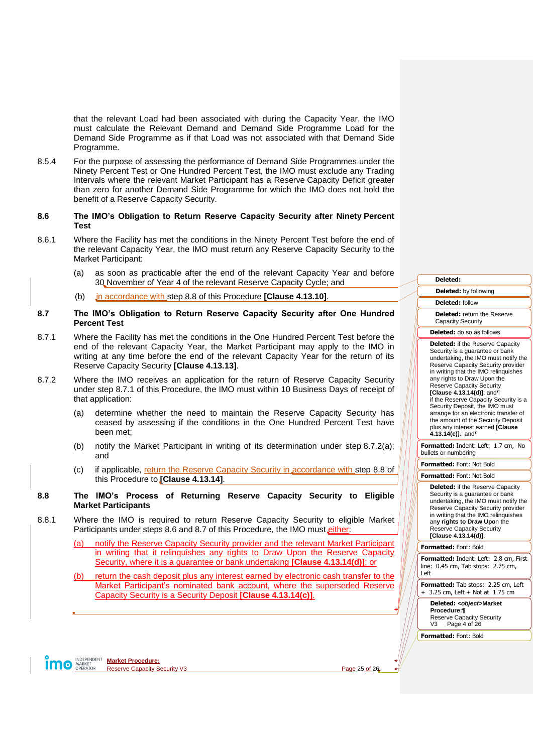that the relevant Load had been associated with during the Capacity Year, the IMO must calculate the Relevant Demand and Demand Side Programme Load for the Demand Side Programme as if that Load was not associated with that Demand Side Programme.

8.5.4 For the purpose of assessing the performance of Demand Side Programmes under the Ninety Percent Test or One Hundred Percent Test, the IMO must exclude any Trading Intervals where the relevant Market Participant has a Reserve Capacity Deficit greater than zero for another Demand Side Programme for which the IMO does not hold the benefit of a Reserve Capacity Security.

## 8.6 The IMO's Obligation to Return Reserve Capacity Security after Ninety Percent Test

8.6.1 Where the Facility has met the conditions in the Ninety Percent Test before the end of the relevant Capacity Year, the IMO must return any Reserve Capacity Security to the Market Participant:

(a) as soon as practicable after the end of the relevant Capacity Year and before 30 November of Year 4 of the relevant Reserve Capacity Cycle; and

(b) in accordance with step 8.8 of this Procedure **[Clause 4.13.10]**.

## 8.7 The IMO's Obligation to Return Reserve Capacity Security after One Hundred Percent Test

8.7.1 Where the Facility has met the conditions in the One Hundred Percent Test before the end of the relevant Capacity Year, the Market Participant may apply to the IMO in writing at any time before the end of the relevant Capacity Year for the return of its Reserve Capacity Security **[Clause 4.13.13]**.

8.7.2 Where the IMO receives an application for the return of Reserve Capacity Security under step 8.7.1 of this Procedure, the IMO must within 10 Business Days of receipt of that application:

(a) determine whether the need to maintain the Reserve Capacity Security has ceased by assessing if the conditions in the One Hundred Percent Test have been met;

(b) notify the Market Participant in writing of its determination under step 8.7.2(a); and

(c) if applicable, return the Reserve Capacity Security in accordance with step 8.8 of this Procedure to **[Clause 4.13.14]**.

## 8.8 The IMO's Process of Returning Reserve Capacity Security to Eligible Market Participants

8.8.1 Where the IMO is required to return Reserve Capacity Security to eligible Market Participants under steps 8.6 and 8.7 of this Procedure, the IMO must either:

(a) notify the Reserve Capacity Security provider and the relevant Market Participant in writing that it relinquishes any rights to Draw Upon the Reserve Capacity Security, where it is a guarantee or bank undertaking **[Clause 4.13.14(d)]**; or

(b) return the cash deposit plus any interest earned by electronic cash transfer to the Market Participant's nominated bank account, where the superseded Reserve Capacity Security is a Security Deposit **[Clause 4.13.14(c)]**.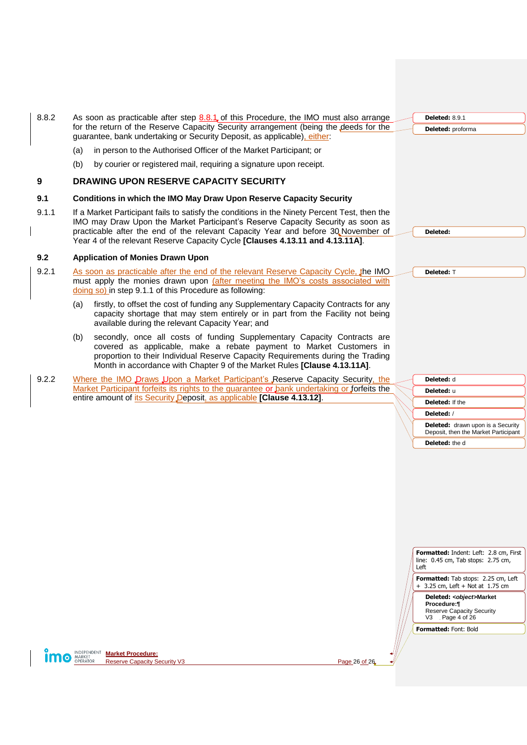8.8.2 As soon as practicable after step 8.8.1 of this Procedure, the IMO must also arrange for the return of the Reserve Capacity Security arrangement (being the deeds for the guarantee, bank undertaking or Security Deposit, as applicable), either:

(a) in person to the Authorised Officer of the Market Participant; or

(b) by courier or registered mail, requiring a signature upon receipt.

# 9 DRAWING UPON RESERVE CAPACITY SECURITY

## 9.1 Conditions in which the IMO May Draw Upon Reserve Capacity Security

9.1.1 If a Market Participant fails to satisfy the conditions in the Ninety Percent Test, then the IMO may Draw Upon the Market Participant's Reserve Capacity Security as soon as practicable after the end of the relevant Capacity Year and before 30 November of Year 4 of the relevant Reserve Capacity Cycle **[Clauses 4.13.11 and 4.13.11A]**.

## 9.2 Application of Monies Drawn Upon

9.2.1 As soon as practicable after the end of the relevant Reserve Capacity Cycle, the IMO must apply the monies drawn upon (after meeting the IMO's costs associated with doing so) in step 9.1.1 of this Procedure as following:

(a) firstly, to offset the cost of funding any Supplementary Capacity Contracts for any capacity shortage that may stem entirely or in part from the Facility not being available during the relevant Capacity Year; and

(b) secondly, once all costs of funding Supplementary Capacity Contracts are covered as applicable, make a rebate payment to Market Customers in proportion to their Individual Reserve Capacity Requirements during the Trading Month in accordance with Chapter 9 of the Market Rules **[Clause 4.13.11A]**.

9.2.2 Where the IMO Draws Upon a Market Participant's Reserve Capacity Security, the Market Participant forfeits its rights to the guarantee or bank undertaking or forfeits the entire amount of its Security Deposit, as applicable **[Clause 4.13.12]**.